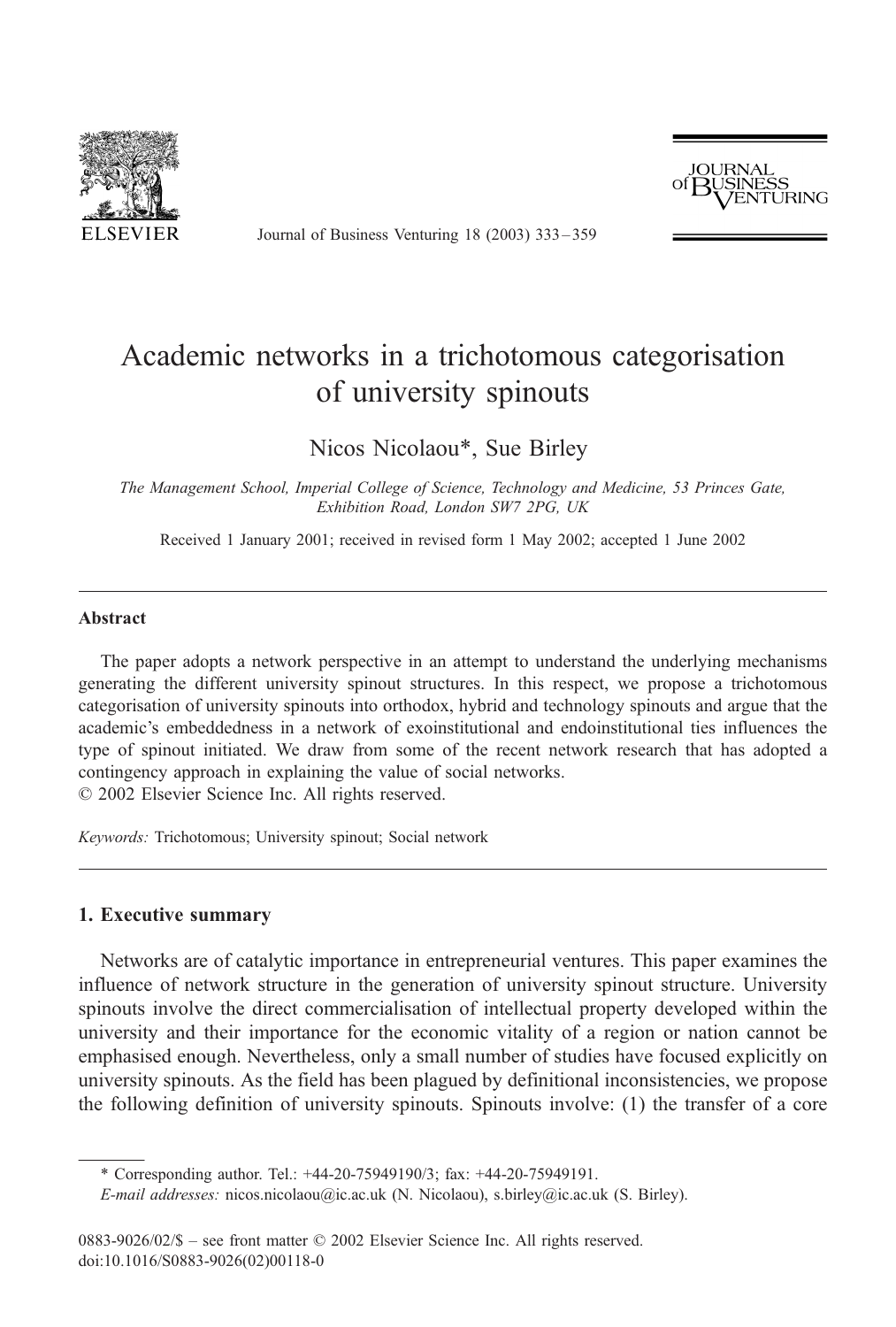# Academic networks in a trichotomous categorisation of university spinouts

Nicos Nicolaou*, Sue Birley

*The Management School, Imperial College of Science, Technology and Medicine, 53 Princes Gate, Exhibition Road, London SW7 2PG, UK*

Received 1 January 2001; received in revised form 1 May 2002; accepted 1 June 2002

---

### Abstract

The paper adopts a network perspective in an attempt to understand the underlying mechanisms generating the different university spinout structures. In this respect, we propose a trichotomous categorisation of university spinouts into orthodox, hybrid and technology spinouts and argue that the academic's embeddedness in a network of exoinstitutional and endoinstitutional ties influences the type of spinout initiated. We draw from some of the recent network research that has adopted a contingency approach in explaining the value of social networks.
© 2002 Elsevier Science Inc. All rights reserved.

*Keywords:* Trichotomous; University spinout; Social network

---

## 1. Executive summary

Networks are of catalytic importance in entrepreneurial ventures. This paper examines the influence of network structure in the generation of university spinout structure. University spinouts involve the direct commercialisation of intellectual property developed within the university and their importance for the economic vitality of a region or nation cannot be emphasised enough. Nevertheless, only a small number of studies have focused explicitly on university spinouts. As the field has been plagued by definitional inconsistencies, we propose the following definition of university spinouts. Spinouts involve: (1) the transfer of a core

---

\* Corresponding author. Tel.: +44-20-75949190/3; fax: +44-20-75949191.
*E-mail addresses:* nicos.nicolaou@ic.ac.uk (N. Nicolaou), s.birley@ic.ac.uk (S. Birley).

0883-9026/02/$ – see front matter © 2002 Elsevier Science Inc. All rights reserved.
doi:10.1016/S0883-9026(02)00118-0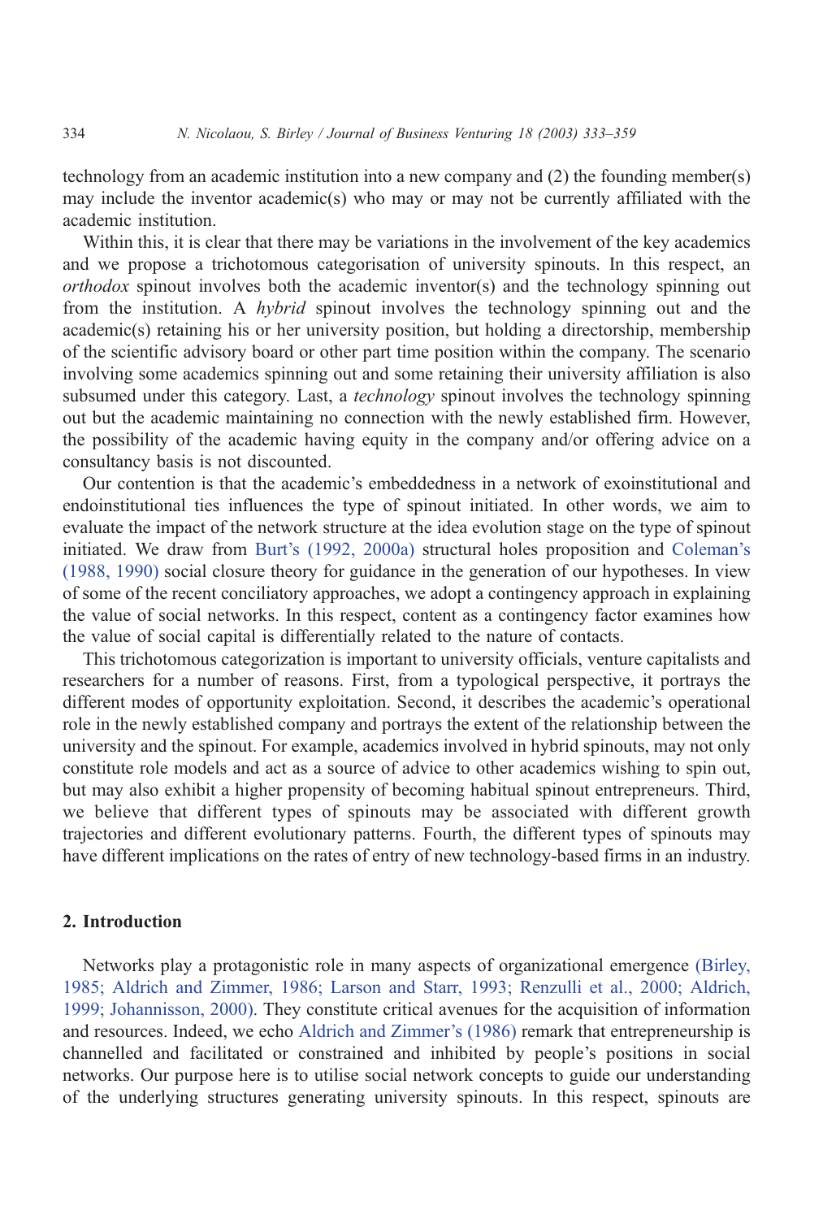technology from an academic institution into a new company and (2) the founding member(s) may include the inventor academic(s) who may or may not be currently affiliated with the academic institution.

Within this, it is clear that there may be variations in the involvement of the key academics and we propose a trichotomous categorisation of university spinouts. In this respect, an *orthodox* spinout involves both the academic inventor(s) and the technology spinning out from the institution. A *hybrid* spinout involves the technology spinning out and the academic(s) retaining his or her university position, but holding a directorship, membership of the scientific advisory board or other part time position within the company. The scenario involving some academics spinning out and some retaining their university affiliation is also subsumed under this category. Last, a *technology* spinout involves the technology spinning out but the academic maintaining no connection with the newly established firm. However, the possibility of the academic having equity in the company and/or offering advice on a consultancy basis is not discounted.

Our contention is that the academic's embeddedness in a network of exoinstitutional and endoinstitutional ties influences the type of spinout initiated. In other words, we aim to evaluate the impact of the network structure at the idea evolution stage on the type of spinout initiated. We draw from Burt's (1992, 2000a) structural holes proposition and Coleman's (1988, 1990) social closure theory for guidance in the generation of our hypotheses. In view of some of the recent conciliatory approaches, we adopt a contingency approach in explaining the value of social networks. In this respect, content as a contingency factor examines how the value of social capital is differentially related to the nature of contacts.

This trichotomous categorization is important to university officials, venture capitalists and researchers for a number of reasons. First, from a typological perspective, it portrays the different modes of opportunity exploitation. Second, it describes the academic's operational role in the newly established company and portrays the extent of the relationship between the university and the spinout. For example, academics involved in hybrid spinouts, may not only constitute role models and act as a source of advice to other academics wishing to spin out, but may also exhibit a higher propensity of becoming habitual spinout entrepreneurs. Third, we believe that different types of spinouts may be associated with different growth trajectories and different evolutionary patterns. Fourth, the different types of spinouts may have different implications on the rates of entry of new technology-based firms in an industry.

## 2. Introduction

Networks play a protagonistic role in many aspects of organizational emergence (Birley, 1985; Aldrich and Zimmer, 1986; Larson and Starr, 1993; Renzulli et al., 2000; Aldrich, 1999; Johannisson, 2000). They constitute critical avenues for the acquisition of information and resources. Indeed, we echo Aldrich and Zimmer's (1986) remark that entrepreneurship is channelled and facilitated or constrained and inhibited by people's positions in social networks. Our purpose here is to utilise social network concepts to guide our understanding of the underlying structures generating university spinouts. In this respect, spinouts are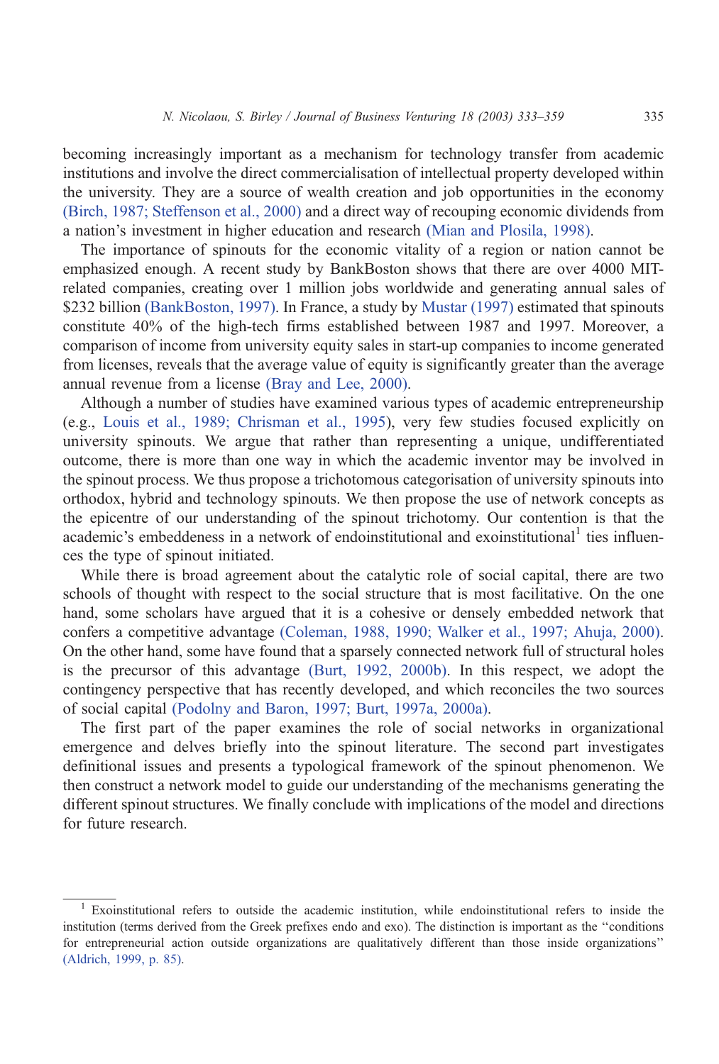becoming increasingly important as a mechanism for technology transfer from academic institutions and involve the direct commercialisation of intellectual property developed within the university. They are a source of wealth creation and job opportunities in the economy (Birch, 1987; Steffenson et al., 2000) and a direct way of recouping economic dividends from a nation's investment in higher education and research (Mian and Plosila, 1998).

The importance of spinouts for the economic vitality of a region or nation cannot be emphasized enough. A recent study by BankBoston shows that there are over 4000 MIT-related companies, creating over 1 million jobs worldwide and generating annual sales of \$232 billion (BankBoston, 1997). In France, a study by Mustar (1997) estimated that spinouts constitute 40% of the high-tech firms established between 1987 and 1997. Moreover, a comparison of income from university equity sales in start-up companies to income generated from licenses, reveals that the average value of equity is significantly greater than the average annual revenue from a license (Bray and Lee, 2000).

Although a number of studies have examined various types of academic entrepreneurship (e.g., Louis et al., 1989; Chrisman et al., 1995), very few studies focused explicitly on university spinouts. We argue that rather than representing a unique, undifferentiated outcome, there is more than one way in which the academic inventor may be involved in the spinout process. We thus propose a trichotomous categorisation of university spinouts into orthodox, hybrid and technology spinouts. We then propose the use of network concepts as the epicentre of our understanding of the spinout trichotomy. Our contention is that the academic's embeddeness in a network of endoinstitutional and exoinstitutional[1] ties influences the type of spinout initiated.

While there is broad agreement about the catalytic role of social capital, there are two schools of thought with respect to the social structure that is most facilitative. On the one hand, some scholars have argued that it is a cohesive or densely embedded network that confers a competitive advantage (Coleman, 1988, 1990; Walker et al., 1997; Ahuja, 2000). On the other hand, some have found that a sparsely connected network full of structural holes is the precursor of this advantage (Burt, 1992, 2000b). In this respect, we adopt the contingency perspective that has recently developed, and which reconciles the two sources of social capital (Podolny and Baron, 1997; Burt, 1997a, 2000a).

The first part of the paper examines the role of social networks in organizational emergence and delves briefly into the spinout literature. The second part investigates definitional issues and presents a typological framework of the spinout phenomenon. We then construct a network model to guide our understanding of the mechanisms generating the different spinout structures. We finally conclude with implications of the model and directions for future research.

[1] Exoinstitutional refers to outside the academic institution, while endoinstitutional refers to inside the institution (terms derived from the Greek prefixes endo and exo). The distinction is important as the "conditions for entrepreneurial action outside organizations are qualitatively different than those inside organizations" (Aldrich, 1999, p. 85).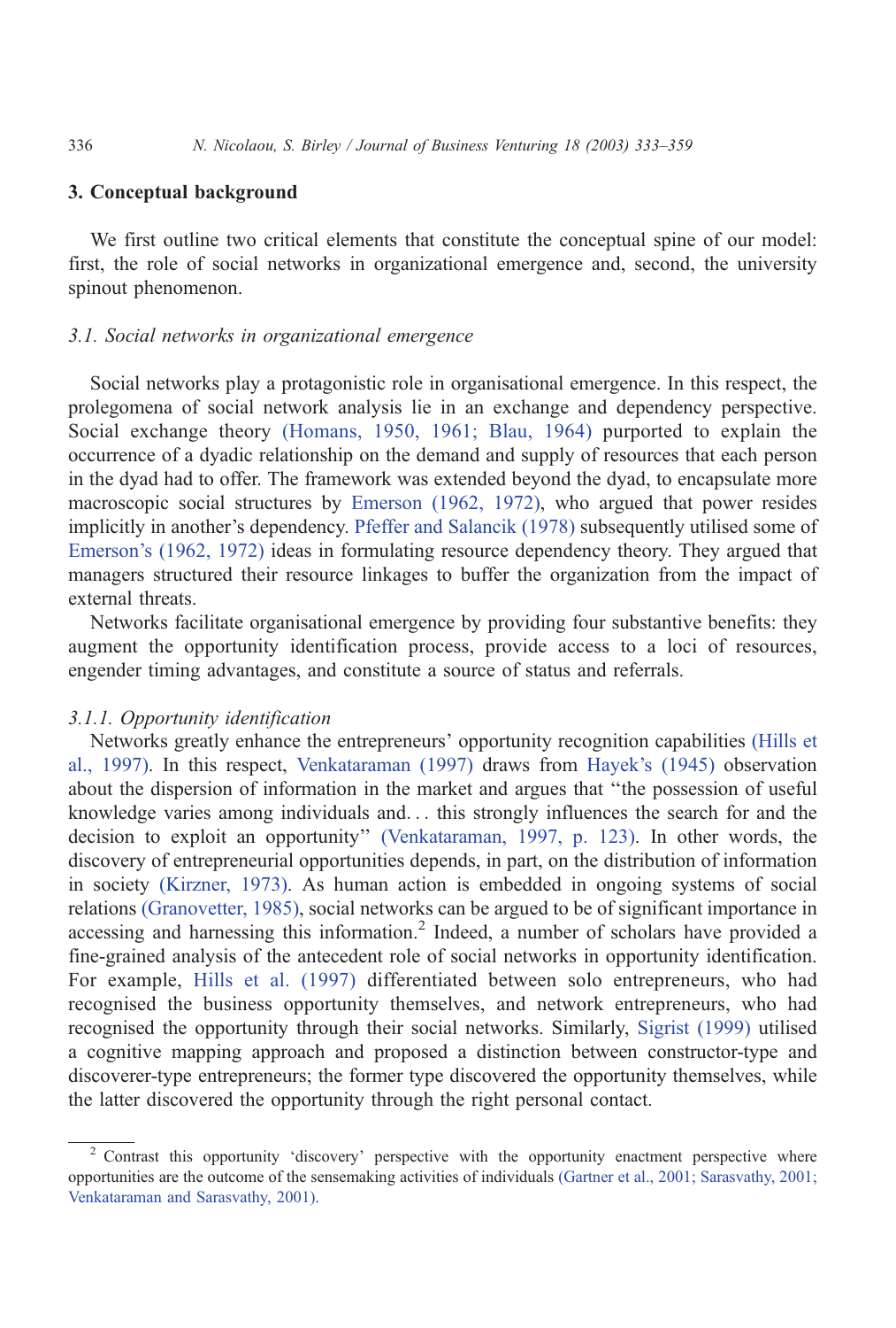## 3. Conceptual background

We first outline two critical elements that constitute the conceptual spine of our model: first, the role of social networks in organizational emergence and, second, the university spinout phenomenon.

### *3.1. Social networks in organizational emergence*

Social networks play a protagonistic role in organisational emergence. In this respect, the prolegomena of social network analysis lie in an exchange and dependency perspective. Social exchange theory (Homans, 1950, 1961; Blau, 1964) purported to explain the occurrence of a dyadic relationship on the demand and supply of resources that each person in the dyad had to offer. The framework was extended beyond the dyad, to encapsulate more macroscopic social structures by Emerson (1962, 1972), who argued that power resides implicitly in another's dependency. Pfeffer and Salancik (1978) subsequently utilised some of Emerson's (1962, 1972) ideas in formulating resource dependency theory. They argued that managers structured their resource linkages to buffer the organization from the impact of external threats.

Networks facilitate organisational emergence by providing four substantive benefits: they augment the opportunity identification process, provide access to a loci of resources, engender timing advantages, and constitute a source of status and referrals.

#### *3.1.1. Opportunity identification*

Networks greatly enhance the entrepreneurs' opportunity recognition capabilities (Hills et al., 1997). In this respect, Venkataraman (1997) draws from Hayek's (1945) observation about the dispersion of information in the market and argues that "the possession of useful knowledge varies among individuals and... this strongly influences the search for and the decision to exploit an opportunity" (Venkataraman, 1997, p. 123). In other words, the discovery of entrepreneurial opportunities depends, in part, on the distribution of information in society (Kirzner, 1973). As human action is embedded in ongoing systems of social relations (Granovetter, 1985), social networks can be argued to be of significant importance in accessing and harnessing this information.[2] Indeed, a number of scholars have provided a fine-grained analysis of the antecedent role of social networks in opportunity identification. For example, Hills et al. (1997) differentiated between solo entrepreneurs, who had recognised the business opportunity themselves, and network entrepreneurs, who had recognised the opportunity through their social networks. Similarly, Sigrist (1999) utilised a cognitive mapping approach and proposed a distinction between constructor-type and discoverer-type entrepreneurs; the former type discovered the opportunity themselves, while the latter discovered the opportunity through the right personal contact.

[2] Contrast this opportunity 'discovery' perspective with the opportunity enactment perspective where opportunities are the outcome of the sensemaking activities of individuals (Gartner et al., 2001; Sarasvathy, 2001; Venkataraman and Sarasvathy, 2001).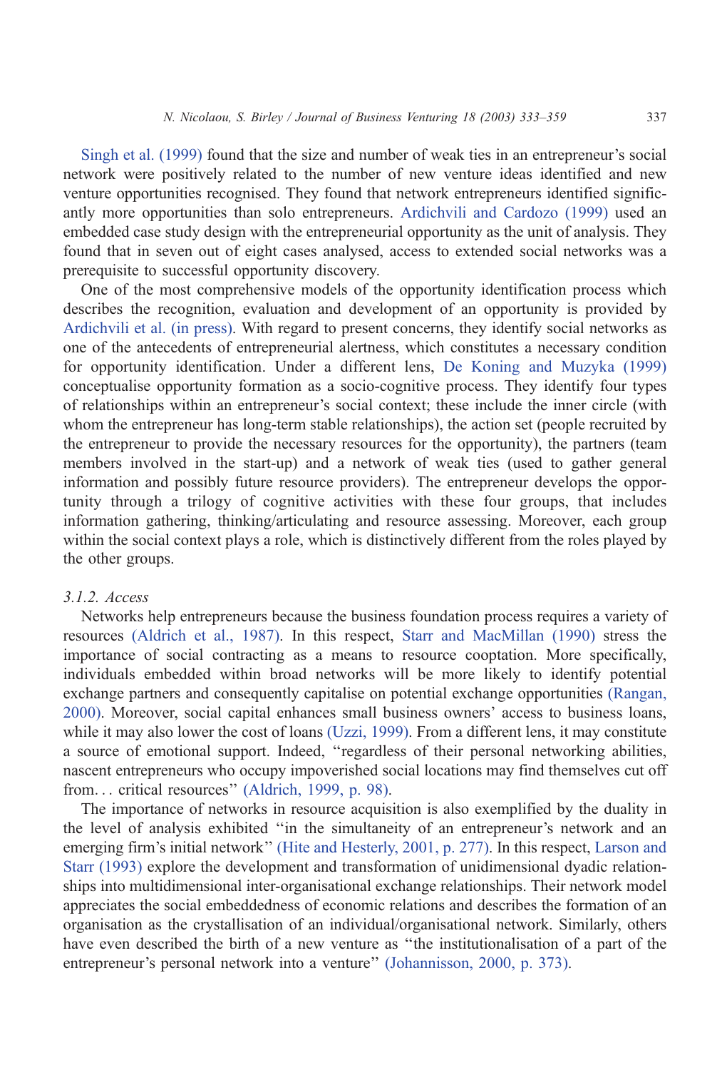Singh et al. (1999) found that the size and number of weak ties in an entrepreneur's social network were positively related to the number of new venture ideas identified and new venture opportunities recognised. They found that network entrepreneurs identified significantly more opportunities than solo entrepreneurs. Ardichvili and Cardozo (1999) used an embedded case study design with the entrepreneurial opportunity as the unit of analysis. They found that in seven out of eight cases analysed, access to extended social networks was a prerequisite to successful opportunity discovery.

One of the most comprehensive models of the opportunity identification process which describes the recognition, evaluation and development of an opportunity is provided by Ardichvili et al. (in press). With regard to present concerns, they identify social networks as one of the antecedents of entrepreneurial alertness, which constitutes a necessary condition for opportunity identification. Under a different lens, De Koning and Muzyka (1999) conceptualise opportunity formation as a socio-cognitive process. They identify four types of relationships within an entrepreneur's social context; these include the inner circle (with whom the entrepreneur has long-term stable relationships), the action set (people recruited by the entrepreneur to provide the necessary resources for the opportunity), the partners (team members involved in the start-up) and a network of weak ties (used to gather general information and possibly future resource providers). The entrepreneur develops the opportunity through a trilogy of cognitive activities with these four groups, that includes information gathering, thinking/articulating and resource assessing. Moreover, each group within the social context plays a role, which is distinctively different from the roles played by the other groups.

#### 3.1.2. Access

Networks help entrepreneurs because the business foundation process requires a variety of resources (Aldrich et al., 1987). In this respect, Starr and MacMillan (1990) stress the importance of social contracting as a means to resource cooptation. More specifically, individuals embedded within broad networks will be more likely to identify potential exchange partners and consequently capitalise on potential exchange opportunities (Rangan, 2000). Moreover, social capital enhances small business owners' access to business loans, while it may also lower the cost of loans (Uzzi, 1999). From a different lens, it may constitute a source of emotional support. Indeed, "regardless of their personal networking abilities, nascent entrepreneurs who occupy impoverished social locations may find themselves cut off from... critical resources" (Aldrich, 1999, p. 98).

The importance of networks in resource acquisition is also exemplified by the duality in the level of analysis exhibited "in the simultaneity of an entrepreneur's network and an emerging firm's initial network" (Hite and Hesterly, 2001, p. 277). In this respect, Larson and Starr (1993) explore the development and transformation of unidimensional dyadic relationships into multidimensional inter-organisational exchange relationships. Their network model appreciates the social embeddedness of economic relations and describes the formation of an organisation as the crystallisation of an individual/organisational network. Similarly, others have even described the birth of a new venture as "the institutionalisation of a part of the entrepreneur's personal network into a venture" (Johannisson, 2000, p. 373).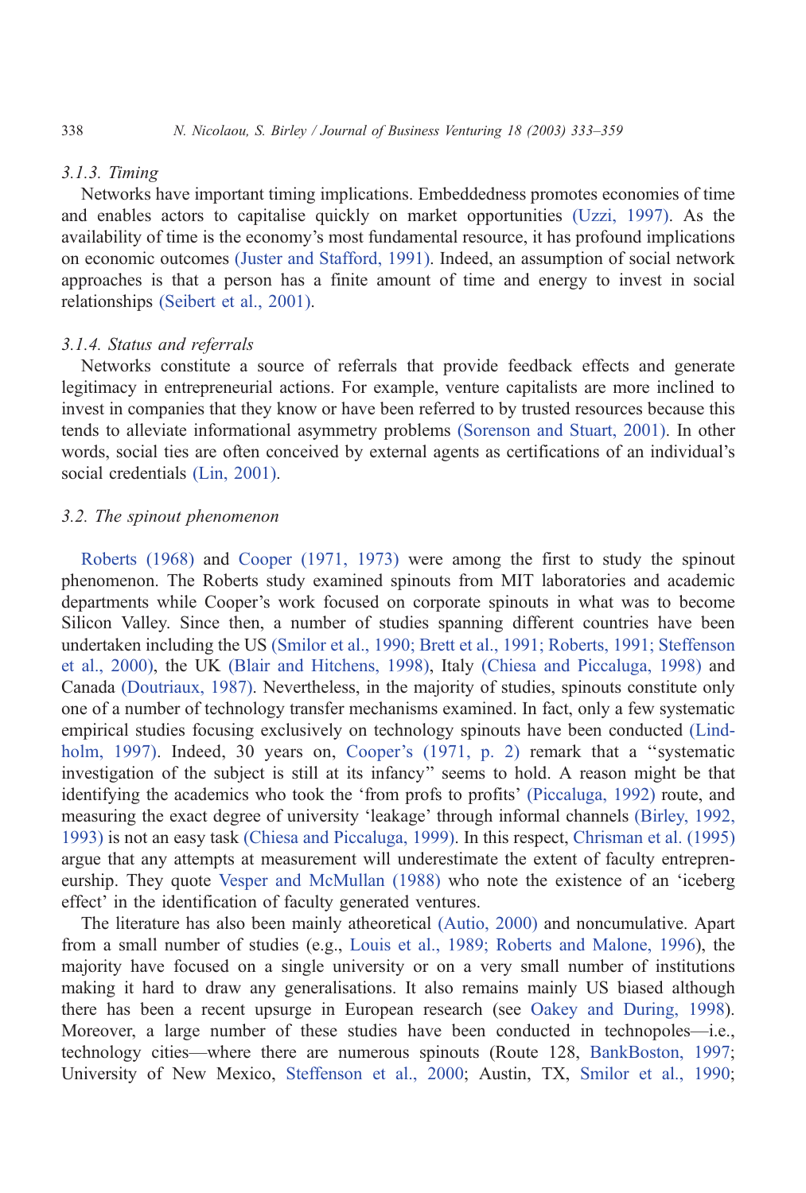#### 3.1.3. Timing

Networks have important timing implications. Embeddedness promotes economies of time and enables actors to capitalise quickly on market opportunities (Uzzi, 1997). As the availability of time is the economy's most fundamental resource, it has profound implications on economic outcomes (Juster and Stafford, 1991). Indeed, an assumption of social network approaches is that a person has a finite amount of time and energy to invest in social relationships (Seibert et al., 2001).

#### 3.1.4. Status and referrals

Networks constitute a source of referrals that provide feedback effects and generate legitimacy in entrepreneurial actions. For example, venture capitalists are more inclined to invest in companies that they know or have been referred to by trusted resources because this tends to alleviate informational asymmetry problems (Sorenson and Stuart, 2001). In other words, social ties are often conceived by external agents as certifications of an individual's social credentials (Lin, 2001).

### 3.2. The spinout phenomenon

Roberts (1968) and Cooper (1971, 1973) were among the first to study the spinout phenomenon. The Roberts study examined spinouts from MIT laboratories and academic departments while Cooper's work focused on corporate spinouts in what was to become Silicon Valley. Since then, a number of studies spanning different countries have been undertaken including the US (Smilor et al., 1990; Brett et al., 1991; Roberts, 1991; Steffenson et al., 2000), the UK (Blair and Hitchens, 1998), Italy (Chiesa and Piccaluga, 1998) and Canada (Doutriaux, 1987). Nevertheless, in the majority of studies, spinouts constitute only one of a number of technology transfer mechanisms examined. In fact, only a few systematic empirical studies focusing exclusively on technology spinouts have been conducted (Lindholm, 1997). Indeed, 30 years on, Cooper's (1971, p. 2) remark that a ''systematic investigation of the subject is still at its infancy'' seems to hold. A reason might be that identifying the academics who took the 'from profs to profits' (Piccaluga, 1992) route, and measuring the exact degree of university 'leakage' through informal channels (Birley, 1992, 1993) is not an easy task (Chiesa and Piccaluga, 1999). In this respect, Chrisman et al. (1995) argue that any attempts at measurement will underestimate the extent of faculty entrepreneurship. They quote Vesper and McMullan (1988) who note the existence of an 'iceberg effect' in the identification of faculty generated ventures.

The literature has also been mainly atheoretical (Autio, 2000) and noncumulative. Apart from a small number of studies (e.g., Louis et al., 1989; Roberts and Malone, 1996), the majority have focused on a single university or on a very small number of institutions making it hard to draw any generalisations. It also remains mainly US biased although there has been a recent upsurge in European research (see Oakey and During, 1998). Moreover, a large number of these studies have been conducted in technopoles—i.e., technology cities—where there are numerous spinouts (Route 128, BankBoston, 1997; University of New Mexico, Steffenson et al., 2000; Austin, TX, Smilor et al., 1990;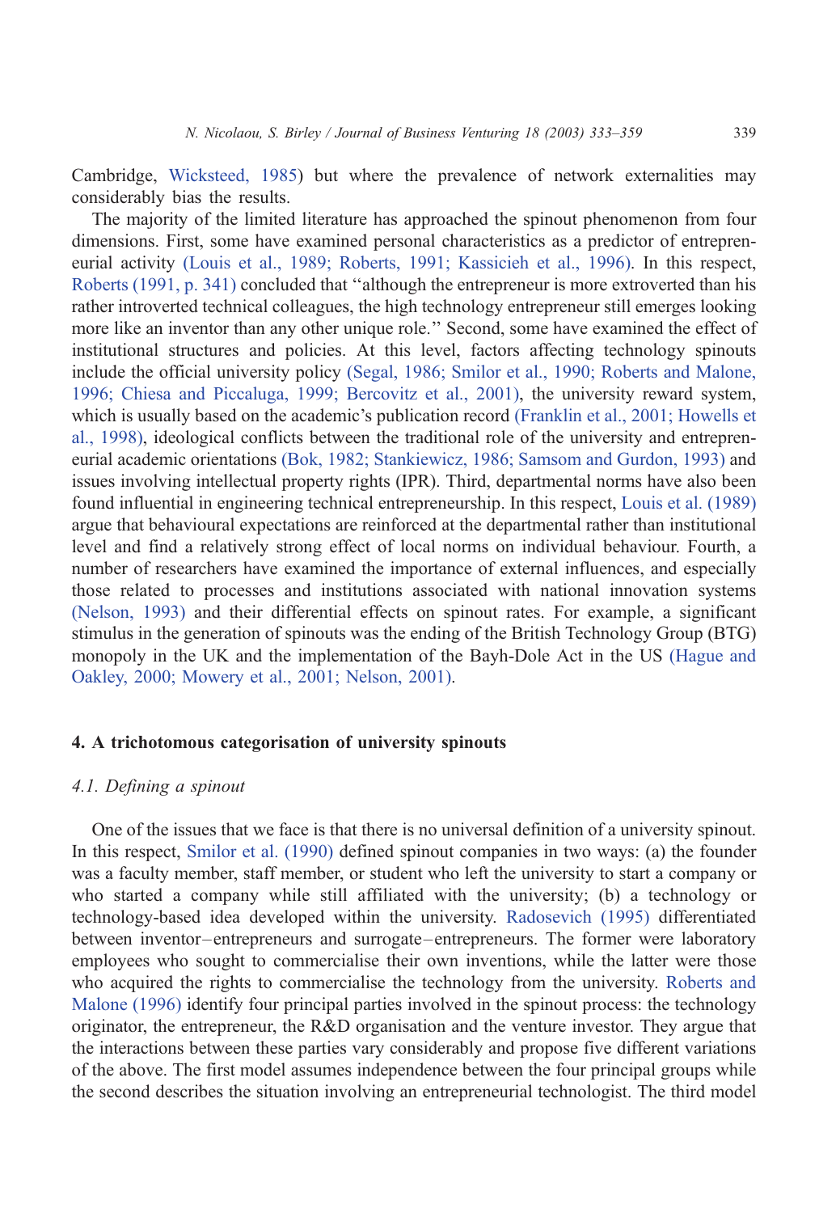Cambridge, Wicksteed, 1985) but where the prevalence of network externalities may considerably bias the results.

The majority of the limited literature has approached the spinout phenomenon from four dimensions. First, some have examined personal characteristics as a predictor of entrepreneurial activity (Louis et al., 1989; Roberts, 1991; Kassicieh et al., 1996). In this respect, Roberts (1991, p. 341) concluded that "although the entrepreneur is more extroverted than his rather introverted technical colleagues, the high technology entrepreneur still emerges looking more like an inventor than any other unique role." Second, some have examined the effect of institutional structures and policies. At this level, factors affecting technology spinouts include the official university policy (Segal, 1986; Smilor et al., 1990; Roberts and Malone, 1996; Chiesa and Piccaluga, 1999; Bercovitz et al., 2001), the university reward system, which is usually based on the academic's publication record (Franklin et al., 2001; Howells et al., 1998), ideological conflicts between the traditional role of the university and entrepreneurial academic orientations (Bok, 1982; Stankiewicz, 1986; Samsom and Gurdon, 1993) and issues involving intellectual property rights (IPR). Third, departmental norms have also been found influential in engineering technical entrepreneurship. In this respect, Louis et al. (1989) argue that behavioural expectations are reinforced at the departmental rather than institutional level and find a relatively strong effect of local norms on individual behaviour. Fourth, a number of researchers have examined the importance of external influences, and especially those related to processes and institutions associated with national innovation systems (Nelson, 1993) and their differential effects on spinout rates. For example, a significant stimulus in the generation of spinouts was the ending of the British Technology Group (BTG) monopoly in the UK and the implementation of the Bayh-Dole Act in the US (Hague and Oakley, 2000; Mowery et al., 2001; Nelson, 2001).

## 4. A trichotomous categorisation of university spinouts

### *4.1. Defining a spinout*

One of the issues that we face is that there is no universal definition of a university spinout. In this respect, Smilor et al. (1990) defined spinout companies in two ways: (a) the founder was a faculty member, staff member, or student who left the university to start a company or who started a company while still affiliated with the university; (b) a technology or technology-based idea developed within the university. Radosevich (1995) differentiated between inventor–entrepreneurs and surrogate–entrepreneurs. The former were laboratory employees who sought to commercialise their own inventions, while the latter were those who acquired the rights to commercialise the technology from the university. Roberts and Malone (1996) identify four principal parties involved in the spinout process: the technology originator, the entrepreneur, the R&D organisation and the venture investor. They argue that the interactions between these parties vary considerably and propose five different variations of the above. The first model assumes independence between the four principal groups while the second describes the situation involving an entrepreneurial technologist. The third model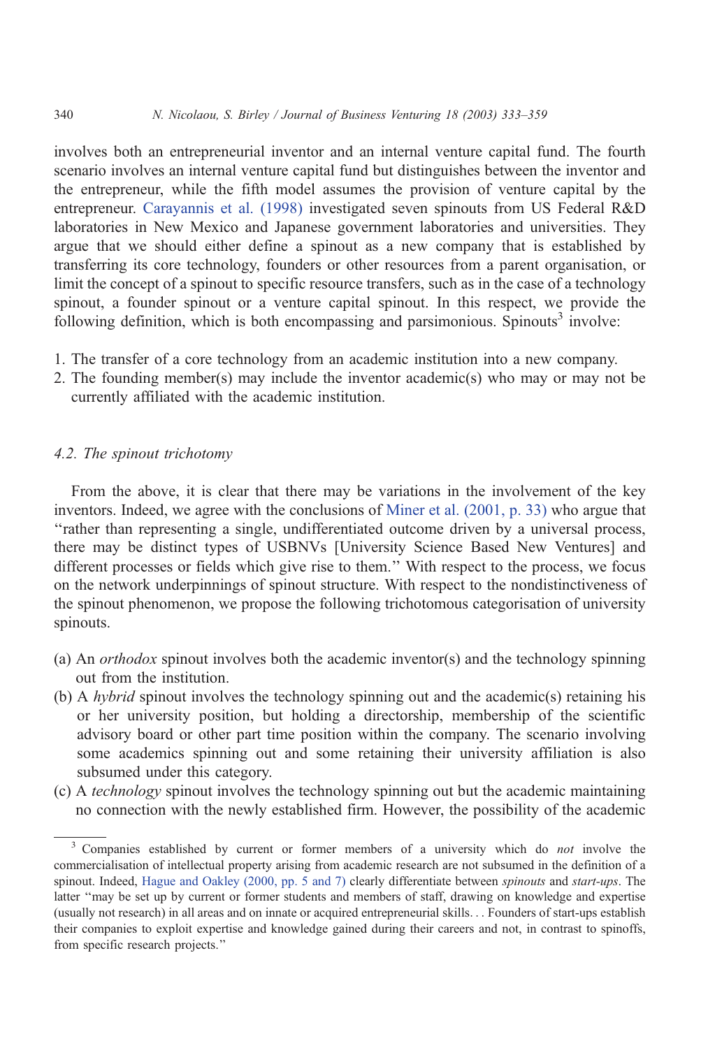involves both an entrepreneurial inventor and an internal venture capital fund. The fourth scenario involves an internal venture capital fund but distinguishes between the inventor and the entrepreneur, while the fifth model assumes the provision of venture capital by the entrepreneur. Carayannis et al. (1998) investigated seven spinouts from US Federal R&D laboratories in New Mexico and Japanese government laboratories and universities. They argue that we should either define a spinout as a new company that is established by transferring its core technology, founders or other resources from a parent organisation, or limit the concept of a spinout to specific resource transfers, such as in the case of a technology spinout, a founder spinout or a venture capital spinout. In this respect, we provide the following definition, which is both encompassing and parsimonious. Spinouts[3] involve:

1. The transfer of a core technology from an academic institution into a new company.
2. The founding member(s) may include the inventor academic(s) who may or may not be currently affiliated with the academic institution.

### 4.2. The spinout trichotomy

From the above, it is clear that there may be variations in the involvement of the key inventors. Indeed, we agree with the conclusions of Miner et al. (2001, p. 33) who argue that "rather than representing a single, undifferentiated outcome driven by a universal process, there may be distinct types of USBNVs [University Science Based New Ventures] and different processes or fields which give rise to them." With respect to the process, we focus on the network underpinnings of spinout structure. With respect to the nondistinctiveness of the spinout phenomenon, we propose the following trichotomous categorisation of university spinouts.

(a) An *orthodox* spinout involves both the academic inventor(s) and the technology spinning out from the institution.

(b) A *hybrid* spinout involves the technology spinning out and the academic(s) retaining his or her university position, but holding a directorship, membership of the scientific advisory board or other part time position within the company. The scenario involving some academics spinning out and some retaining their university affiliation is also subsumed under this category.

(c) A *technology* spinout involves the technology spinning out but the academic maintaining no connection with the newly established firm. However, the possibility of the academic

[3] Companies established by current or former members of a university which do *not* involve the commercialisation of intellectual property arising from academic research are not subsumed in the definition of a spinout. Indeed, Hague and Oakley (2000, pp. 5 and 7) clearly differentiate between *spinouts* and *start-ups*. The latter "may be set up by current or former students and members of staff, drawing on knowledge and expertise (usually not research) in all areas and on innate or acquired entrepreneurial skills... Founders of start-ups establish their companies to exploit expertise and knowledge gained during their careers and not, in contrast to spinoffs, from specific research projects."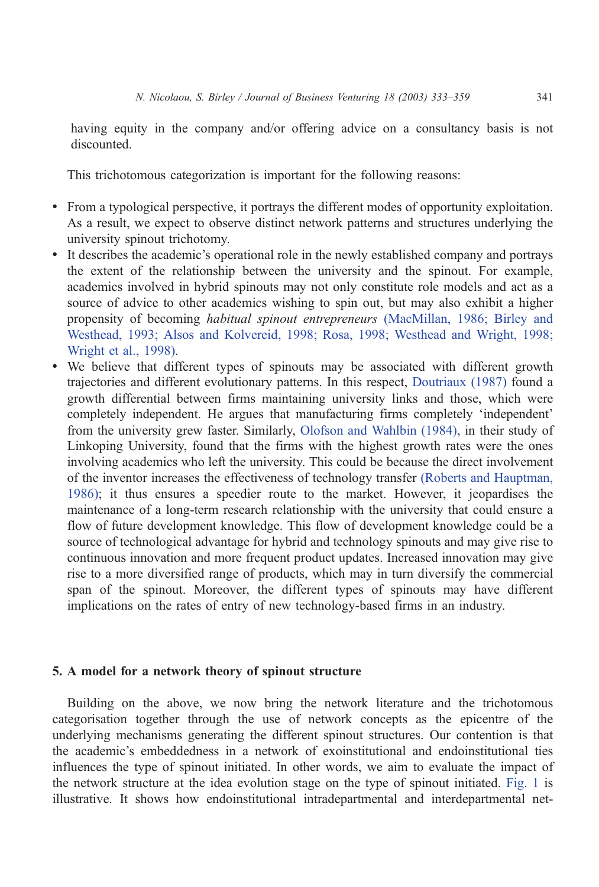having equity in the company and/or offering advice on a consultancy basis is not discounted.

This trichotomous categorization is important for the following reasons:

- From a typological perspective, it portrays the different modes of opportunity exploitation. As a result, we expect to observe distinct network patterns and structures underlying the university spinout trichotomy.
- It describes the academic's operational role in the newly established company and portrays the extent of the relationship between the university and the spinout. For example, academics involved in hybrid spinouts may not only constitute role models and act as a source of advice to other academics wishing to spin out, but may also exhibit a higher propensity of becoming *habitual spinout entrepreneurs* (MacMillan, 1986; Birley and Westhead, 1993; Alsos and Kolvereid, 1998; Rosa, 1998; Westhead and Wright, 1998; Wright et al., 1998).
- We believe that different types of spinouts may be associated with different growth trajectories and different evolutionary patterns. In this respect, Doutriaux (1987) found a growth differential between firms maintaining university links and those, which were completely independent. He argues that manufacturing firms completely 'independent' from the university grew faster. Similarly, Olofson and Wahlbin (1984), in their study of Linkoping University, found that the firms with the highest growth rates were the ones involving academics who left the university. This could be because the direct involvement of the inventor increases the effectiveness of technology transfer (Roberts and Hauptman, 1986); it thus ensures a speedier route to the market. However, it jeopardises the maintenance of a long-term research relationship with the university that could ensure a flow of future development knowledge. This flow of development knowledge could be a source of technological advantage for hybrid and technology spinouts and may give rise to continuous innovation and more frequent product updates. Increased innovation may give rise to a more diversified range of products, which may in turn diversify the commercial span of the spinout. Moreover, the different types of spinouts may have different implications on the rates of entry of new technology-based firms in an industry.

## 5. A model for a network theory of spinout structure

Building on the above, we now bring the network literature and the trichotomous categorisation together through the use of network concepts as the epicentre of the underlying mechanisms generating the different spinout structures. Our contention is that the academic's embeddedness in a network of exoinstitutional and endoinstitutional ties influences the type of spinout initiated. In other words, we aim to evaluate the impact of the network structure at the idea evolution stage on the type of spinout initiated. Fig. 1 is illustrative. It shows how endoinstitutional intradepartmental and interdepartmental net-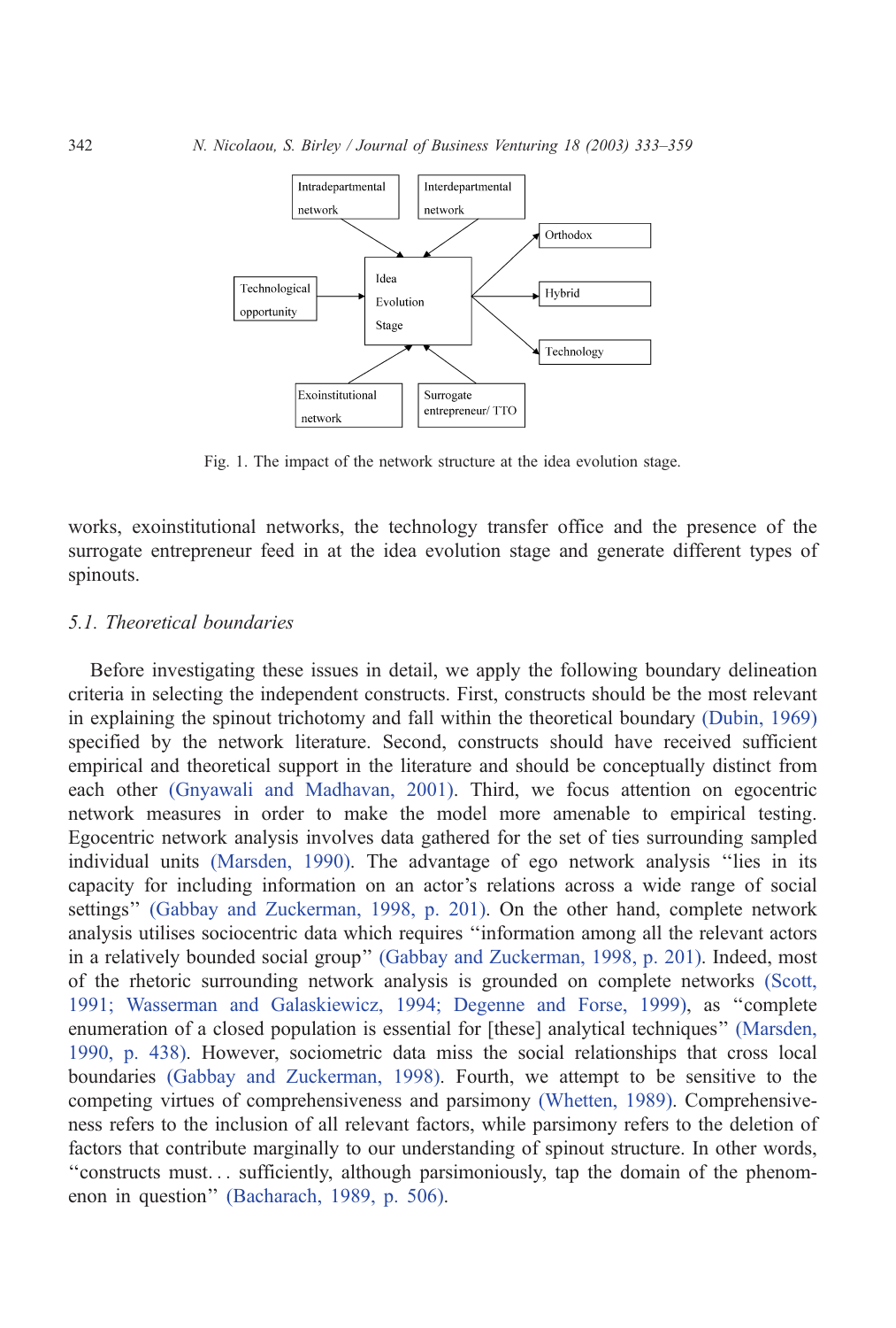Fig. 1. The impact of the network structure at the idea evolution stage.

works, exoinstitutional networks, the technology transfer office and the presence of the surrogate entrepreneur feed in at the idea evolution stage and generate different types of spinouts.

### *5.1. Theoretical boundaries*

Before investigating these issues in detail, we apply the following boundary delineation criteria in selecting the independent constructs. First, constructs should be the most relevant in explaining the spinout trichotomy and fall within the theoretical boundary (Dubin, 1969) specified by the network literature. Second, constructs should have received sufficient empirical and theoretical support in the literature and should be conceptually distinct from each other (Gnyawali and Madhavan, 2001). Third, we focus attention on egocentric network measures in order to make the model more amenable to empirical testing. Egocentric network analysis involves data gathered for the set of ties surrounding sampled individual units (Marsden, 1990). The advantage of ego network analysis "lies in its capacity for including information on an actor's relations across a wide range of social settings" (Gabbay and Zuckerman, 1998, p. 201). On the other hand, complete network analysis utilises sociocentric data which requires "information among all the relevant actors in a relatively bounded social group" (Gabbay and Zuckerman, 1998, p. 201). Indeed, most of the rhetoric surrounding network analysis is grounded on complete networks (Scott, 1991; Wasserman and Galaskiewicz, 1994; Degenne and Forse, 1999), as "complete enumeration of a closed population is essential for [these] analytical techniques" (Marsden, 1990, p. 438). However, sociometric data miss the social relationships that cross local boundaries (Gabbay and Zuckerman, 1998). Fourth, we attempt to be sensitive to the competing virtues of comprehensiveness and parsimony (Whetten, 1989). Comprehensiveness refers to the inclusion of all relevant factors, while parsimony refers to the deletion of factors that contribute marginally to our understanding of spinout structure. In other words, "constructs must... sufficiently, although parsimoniously, tap the domain of the phenomenon in question" (Bacharach, 1989, p. 506).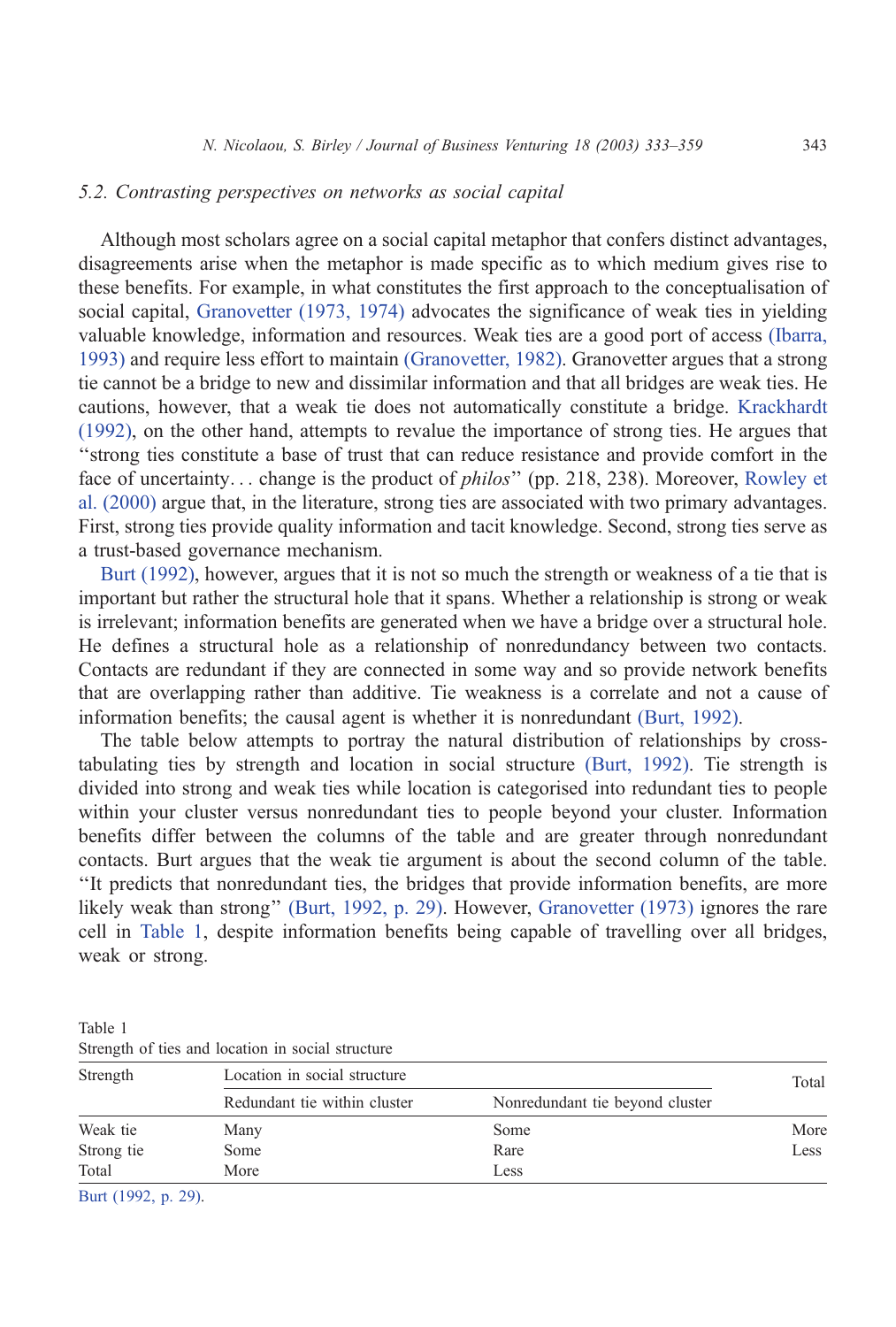### 5.2. Contrasting perspectives on networks as social capital

Although most scholars agree on a social capital metaphor that confers distinct advantages, disagreements arise when the metaphor is made specific as to which medium gives rise to these benefits. For example, in what constitutes the first approach to the conceptualisation of social capital, Granovetter (1973, 1974) advocates the significance of weak ties in yielding valuable knowledge, information and resources. Weak ties are a good port of access (Ibarra, 1993) and require less effort to maintain (Granovetter, 1982). Granovetter argues that a strong tie cannot be a bridge to new and dissimilar information and that all bridges are weak ties. He cautions, however, that a weak tie does not automatically constitute a bridge. Krackhardt (1992), on the other hand, attempts to revalue the importance of strong ties. He argues that "strong ties constitute a base of trust that can reduce resistance and provide comfort in the face of uncertainty... change is the product of *philos*" (pp. 218, 238). Moreover, Rowley et al. (2000) argue that, in the literature, strong ties are associated with two primary advantages. First, strong ties provide quality information and tacit knowledge. Second, strong ties serve as a trust-based governance mechanism.

Burt (1992), however, argues that it is not so much the strength or weakness of a tie that is important but rather the structural hole that it spans. Whether a relationship is strong or weak is irrelevant; information benefits are generated when we have a bridge over a structural hole. He defines a structural hole as a relationship of nonredundancy between two contacts. Contacts are redundant if they are connected in some way and so provide network benefits that are overlapping rather than additive. Tie weakness is a correlate and not a cause of information benefits; the causal agent is whether it is nonredundant (Burt, 1992).

The table below attempts to portray the natural distribution of relationships by cross-tabulating ties by strength and location in social structure (Burt, 1992). Tie strength is divided into strong and weak ties while location is categorised into redundant ties to people within your cluster versus nonredundant ties to people beyond your cluster. Information benefits differ between the columns of the table and are greater through nonredundant contacts. Burt argues that the weak tie argument is about the second column of the table. "It predicts that nonredundant ties, the bridges that provide information benefits, are more likely weak than strong" (Burt, 1992, p. 29). However, Granovetter (1973) ignores the rare cell in Table 1, despite information benefits being capable of travelling over all bridges, weak or strong.

Table 1
Strength of ties and location in social structure

| Strength | Location in social structure | | Total |
|---|---|---|---|
| | Redundant tie within cluster | Nonredundant tie beyond cluster | |
| Weak tie | Many | Some | More |
| Strong tie | Some | Rare | Less |
| Total | More | Less | |

Burt (1992, p. 29).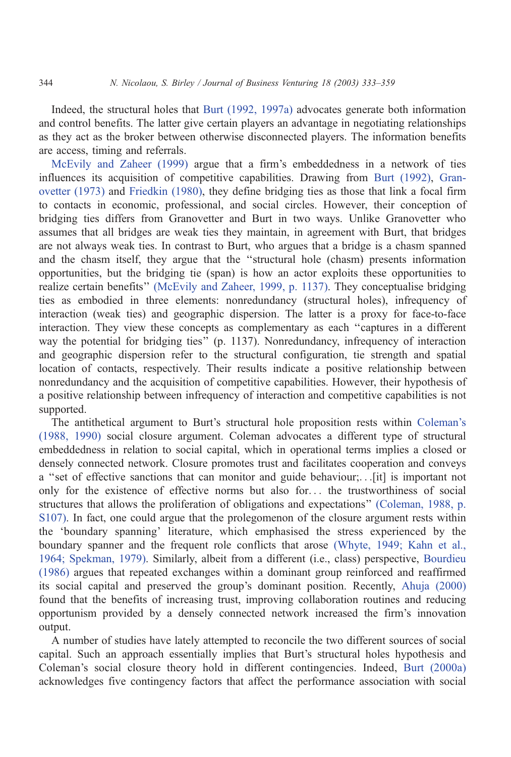Indeed, the structural holes that Burt (1992, 1997a) advocates generate both information and control benefits. The latter give certain players an advantage in negotiating relationships as they act as the broker between otherwise disconnected players. The information benefits are access, timing and referrals.

McEvily and Zaheer (1999) argue that a firm's embeddedness in a network of ties influences its acquisition of competitive capabilities. Drawing from Burt (1992), Granovetter (1973) and Friedkin (1980), they define bridging ties as those that link a focal firm to contacts in economic, professional, and social circles. However, their conception of bridging ties differs from Granovetter and Burt in two ways. Unlike Granovetter who assumes that all bridges are weak ties they maintain, in agreement with Burt, that bridges are not always weak ties. In contrast to Burt, who argues that a bridge is a chasm spanned and the chasm itself, they argue that the "structural hole (chasm) presents information opportunities, but the bridging tie (span) is how an actor exploits these opportunities to realize certain benefits" (McEvily and Zaheer, 1999, p. 1137). They conceptualise bridging ties as embodied in three elements: nonredundancy (structural holes), infrequency of interaction (weak ties) and geographic dispersion. The latter is a proxy for face-to-face interaction. They view these concepts as complementary as each "captures in a different way the potential for bridging ties" (p. 1137). Nonredundancy, infrequency of interaction and geographic dispersion refer to the structural configuration, tie strength and spatial location of contacts, respectively. Their results indicate a positive relationship between nonredundancy and the acquisition of competitive capabilities. However, their hypothesis of a positive relationship between infrequency of interaction and competitive capabilities is not supported.

The antithetical argument to Burt's structural hole proposition rests within Coleman's (1988, 1990) social closure argument. Coleman advocates a different type of structural embeddedness in relation to social capital, which in operational terms implies a closed or densely connected network. Closure promotes trust and facilitates cooperation and conveys a "set of effective sanctions that can monitor and guide behaviour;...[it] is important not only for the existence of effective norms but also for... the trustworthiness of social structures that allows the proliferation of obligations and expectations" (Coleman, 1988, p. S107). In fact, one could argue that the prolegomenon of the closure argument rests within the 'boundary spanning' literature, which emphasised the stress experienced by the boundary spanner and the frequent role conflicts that arose (Whyte, 1949; Kahn et al., 1964; Spekman, 1979). Similarly, albeit from a different (i.e., class) perspective, Bourdieu (1986) argues that repeated exchanges within a dominant group reinforced and reaffirmed its social capital and preserved the group's dominant position. Recently, Ahuja (2000) found that the benefits of increasing trust, improving collaboration routines and reducing opportunism provided by a densely connected network increased the firm's innovation output.

A number of studies have lately attempted to reconcile the two different sources of social capital. Such an approach essentially implies that Burt's structural holes hypothesis and Coleman's social closure theory hold in different contingencies. Indeed, Burt (2000a) acknowledges five contingency factors that affect the performance association with social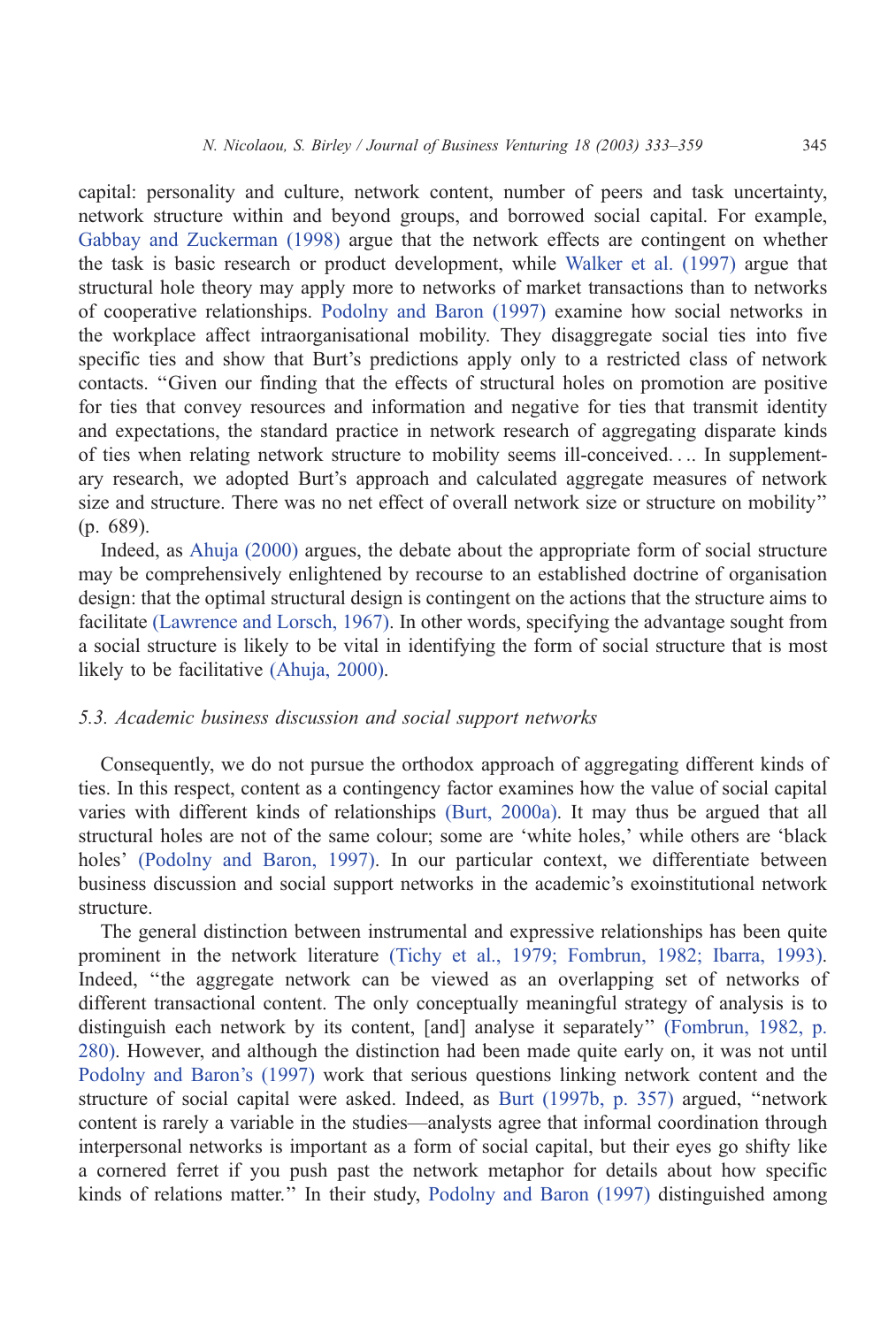capital: personality and culture, network content, number of peers and task uncertainty, network structure within and beyond groups, and borrowed social capital. For example, Gabbay and Zuckerman (1998) argue that the network effects are contingent on whether the task is basic research or product development, while Walker et al. (1997) argue that structural hole theory may apply more to networks of market transactions than to networks of cooperative relationships. Podolny and Baron (1997) examine how social networks in the workplace affect intraorganisational mobility. They disaggregate social ties into five specific ties and show that Burt's predictions apply only to a restricted class of network contacts. "Given our finding that the effects of structural holes on promotion are positive for ties that convey resources and information and negative for ties that transmit identity and expectations, the standard practice in network research of aggregating disparate kinds of ties when relating network structure to mobility seems ill-conceived.... In supplementary research, we adopted Burt's approach and calculated aggregate measures of network size and structure. There was no net effect of overall network size or structure on mobility" (p. 689).

Indeed, as Ahuja (2000) argues, the debate about the appropriate form of social structure may be comprehensively enlightened by recourse to an established doctrine of organisation design: that the optimal structural design is contingent on the actions that the structure aims to facilitate (Lawrence and Lorsch, 1967). In other words, specifying the advantage sought from a social structure is likely to be vital in identifying the form of social structure that is most likely to be facilitative (Ahuja, 2000).

### *5.3. Academic business discussion and social support networks*

Consequently, we do not pursue the orthodox approach of aggregating different kinds of ties. In this respect, content as a contingency factor examines how the value of social capital varies with different kinds of relationships (Burt, 2000a). It may thus be argued that all structural holes are not of the same colour; some are 'white holes,' while others are 'black holes' (Podolny and Baron, 1997). In our particular context, we differentiate between business discussion and social support networks in the academic's exoinstitutional network structure.

The general distinction between instrumental and expressive relationships has been quite prominent in the network literature (Tichy et al., 1979; Fombrun, 1982; Ibarra, 1993). Indeed, "the aggregate network can be viewed as an overlapping set of networks of different transactional content. The only conceptually meaningful strategy of analysis is to distinguish each network by its content, [and] analyse it separately" (Fombrun, 1982, p. 280). However, and although the distinction had been made quite early on, it was not until Podolny and Baron's (1997) work that serious questions linking network content and the structure of social capital were asked. Indeed, as Burt (1997b, p. 357) argued, "network content is rarely a variable in the studies—analysts agree that informal coordination through interpersonal networks is important as a form of social capital, but their eyes go shifty like a cornered ferret if you push past the network metaphor for details about how specific kinds of relations matter." In their study, Podolny and Baron (1997) distinguished among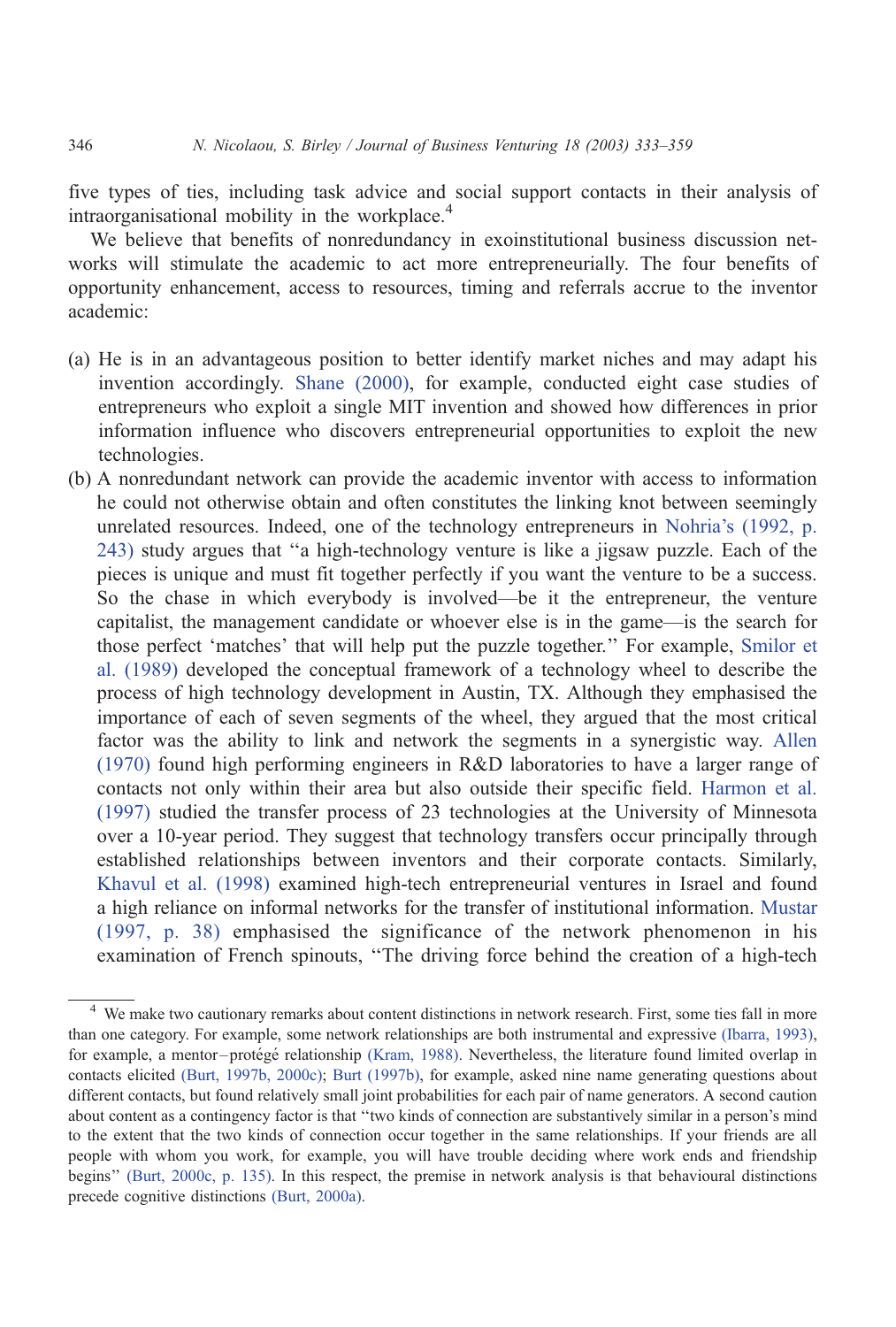five types of ties, including task advice and social support contacts in their analysis of intraorganisational mobility in the workplace.[4]

We believe that benefits of nonredundancy in exoinstitutional business discussion networks will stimulate the academic to act more entrepreneurially. The four benefits of opportunity enhancement, access to resources, timing and referrals accrue to the inventor academic:

(a) He is in an advantageous position to better identify market niches and may adapt his invention accordingly. Shane (2000), for example, conducted eight case studies of entrepreneurs who exploit a single MIT invention and showed how differences in prior information influence who discovers entrepreneurial opportunities to exploit the new technologies.

(b) A nonredundant network can provide the academic inventor with access to information he could not otherwise obtain and often constitutes the linking knot between seemingly unrelated resources. Indeed, one of the technology entrepreneurs in Nohria's (1992, p. 243) study argues that "a high-technology venture is like a jigsaw puzzle. Each of the pieces is unique and must fit together perfectly if you want the venture to be a success. So the chase in which everybody is involved—be it the entrepreneur, the venture capitalist, the management candidate or whoever else is in the game—is the search for those perfect 'matches' that will help put the puzzle together." For example, Smilor et al. (1989) developed the conceptual framework of a technology wheel to describe the process of high technology development in Austin, TX. Although they emphasised the importance of each of seven segments of the wheel, they argued that the most critical factor was the ability to link and network the segments in a synergistic way. Allen (1970) found high performing engineers in R&D laboratories to have a larger range of contacts not only within their area but also outside their specific field. Harmon et al. (1997) studied the transfer process of 23 technologies at the University of Minnesota over a 10-year period. They suggest that technology transfers occur principally through established relationships between inventors and their corporate contacts. Similarly, Khavul et al. (1998) examined high-tech entrepreneurial ventures in Israel and found a high reliance on informal networks for the transfer of institutional information. Mustar (1997, p. 38) emphasised the significance of the network phenomenon in his examination of French spinouts, "The driving force behind the creation of a high-tech

---

[4] We make two cautionary remarks about content distinctions in network research. First, some ties fall in more than one category. For example, some network relationships are both instrumental and expressive (Ibarra, 1993), for example, a mentor–protégé relationship (Kram, 1988). Nevertheless, the literature found limited overlap in contacts elicited (Burt, 1997b, 2000c); Burt (1997b), for example, asked nine name generating questions about different contacts, but found relatively small joint probabilities for each pair of name generators. A second caution about content as a contingency factor is that "two kinds of connection are substantively similar in a person's mind to the extent that the two kinds of connection occur together in the same relationships. If your friends are all people with whom you work, for example, you will have trouble deciding where work ends and friendship begins" (Burt, 2000c, p. 135). In this respect, the premise in network analysis is that behavioural distinctions precede cognitive distinctions (Burt, 2000a).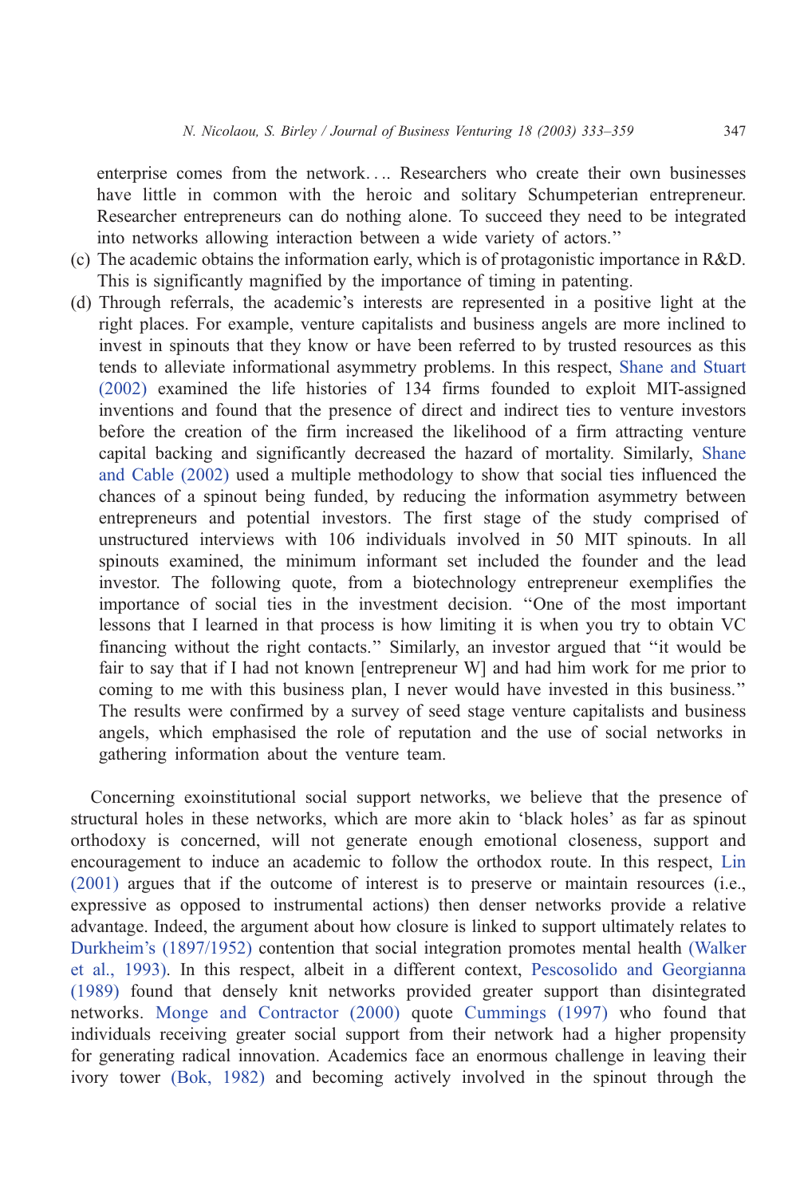enterprise comes from the network.... Researchers who create their own businesses have little in common with the heroic and solitary Schumpeterian entrepreneur. Researcher entrepreneurs can do nothing alone. To succeed they need to be integrated into networks allowing interaction between a wide variety of actors.''

(c) The academic obtains the information early, which is of protagonistic importance in R&D. This is significantly magnified by the importance of timing in patenting.

(d) Through referrals, the academic's interests are represented in a positive light at the right places. For example, venture capitalists and business angels are more inclined to invest in spinouts that they know or have been referred to by trusted resources as this tends to alleviate informational asymmetry problems. In this respect, Shane and Stuart (2002) examined the life histories of 134 firms founded to exploit MIT-assigned inventions and found that the presence of direct and indirect ties to venture investors before the creation of the firm increased the likelihood of a firm attracting venture capital backing and significantly decreased the hazard of mortality. Similarly, Shane and Cable (2002) used a multiple methodology to show that social ties influenced the chances of a spinout being funded, by reducing the information asymmetry between entrepreneurs and potential investors. The first stage of the study comprised of unstructured interviews with 106 individuals involved in 50 MIT spinouts. In all spinouts examined, the minimum informant set included the founder and the lead investor. The following quote, from a biotechnology entrepreneur exemplifies the importance of social ties in the investment decision. ''One of the most important lessons that I learned in that process is how limiting it is when you try to obtain VC financing without the right contacts.'' Similarly, an investor argued that ''it would be fair to say that if I had not known [entrepreneur W] and had him work for me prior to coming to me with this business plan, I never would have invested in this business.'' The results were confirmed by a survey of seed stage venture capitalists and business angels, which emphasised the role of reputation and the use of social networks in gathering information about the venture team.

Concerning exoinstitutional social support networks, we believe that the presence of structural holes in these networks, which are more akin to 'black holes' as far as spinout orthodoxy is concerned, will not generate enough emotional closeness, support and encouragement to induce an academic to follow the orthodox route. In this respect, Lin (2001) argues that if the outcome of interest is to preserve or maintain resources (i.e., expressive as opposed to instrumental actions) then denser networks provide a relative advantage. Indeed, the argument about how closure is linked to support ultimately relates to Durkheim's (1897/1952) contention that social integration promotes mental health (Walker et al., 1993). In this respect, albeit in a different context, Pescosolido and Georgianna (1989) found that densely knit networks provided greater support than disintegrated networks. Monge and Contractor (2000) quote Cummings (1997) who found that individuals receiving greater social support from their network had a higher propensity for generating radical innovation. Academics face an enormous challenge in leaving their ivory tower (Bok, 1982) and becoming actively involved in the spinout through the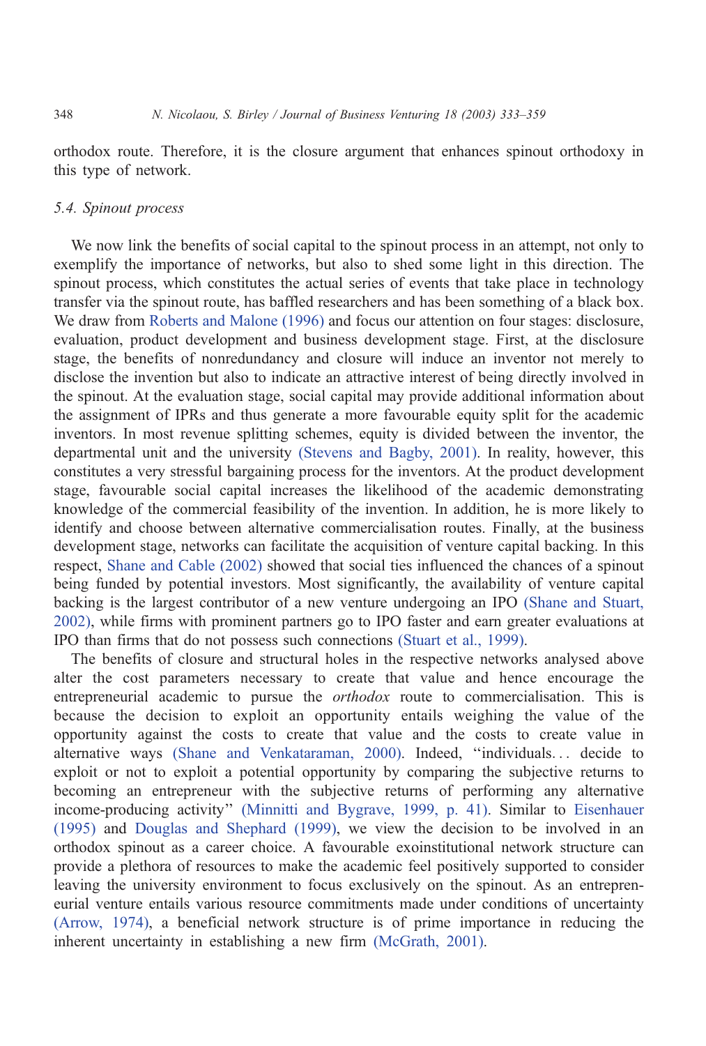orthodox route. Therefore, it is the closure argument that enhances spinout orthodoxy in this type of network.

### *5.4. Spinout process*

We now link the benefits of social capital to the spinout process in an attempt, not only to exemplify the importance of networks, but also to shed some light in this direction. The spinout process, which constitutes the actual series of events that take place in technology transfer via the spinout route, has baffled researchers and has been something of a black box. We draw from Roberts and Malone (1996) and focus our attention on four stages: disclosure, evaluation, product development and business development stage. First, at the disclosure stage, the benefits of nonredundancy and closure will induce an inventor not merely to disclose the invention but also to indicate an attractive interest of being directly involved in the spinout. At the evaluation stage, social capital may provide additional information about the assignment of IPRs and thus generate a more favourable equity split for the academic inventors. In most revenue splitting schemes, equity is divided between the inventor, the departmental unit and the university (Stevens and Bagby, 2001). In reality, however, this constitutes a very stressful bargaining process for the inventors. At the product development stage, favourable social capital increases the likelihood of the academic demonstrating knowledge of the commercial feasibility of the invention. In addition, he is more likely to identify and choose between alternative commercialisation routes. Finally, at the business development stage, networks can facilitate the acquisition of venture capital backing. In this respect, Shane and Cable (2002) showed that social ties influenced the chances of a spinout being funded by potential investors. Most significantly, the availability of venture capital backing is the largest contributor of a new venture undergoing an IPO (Shane and Stuart, 2002), while firms with prominent partners go to IPO faster and earn greater evaluations at IPO than firms that do not possess such connections (Stuart et al., 1999).

The benefits of closure and structural holes in the respective networks analysed above alter the cost parameters necessary to create that value and hence encourage the entrepreneurial academic to pursue the *orthodox* route to commercialisation. This is because the decision to exploit an opportunity entails weighing the value of the opportunity against the costs to create that value and the costs to create value in alternative ways (Shane and Venkataraman, 2000). Indeed, "individuals... decide to exploit or not to exploit a potential opportunity by comparing the subjective returns to becoming an entrepreneur with the subjective returns of performing any alternative income-producing activity" (Minniti and Bygrave, 1999, p. 41). Similar to Eisenhauer (1995) and Douglas and Shephard (1999), we view the decision to be involved in an orthodox spinout as a career choice. A favourable exoinstitutional network structure can provide a plethora of resources to make the academic feel positively supported to consider leaving the university environment to focus exclusively on the spinout. As an entrepreneurial venture entails various resource commitments made under conditions of uncertainty (Arrow, 1974), a beneficial network structure is of prime importance in reducing the inherent uncertainty in establishing a new firm (McGrath, 2001).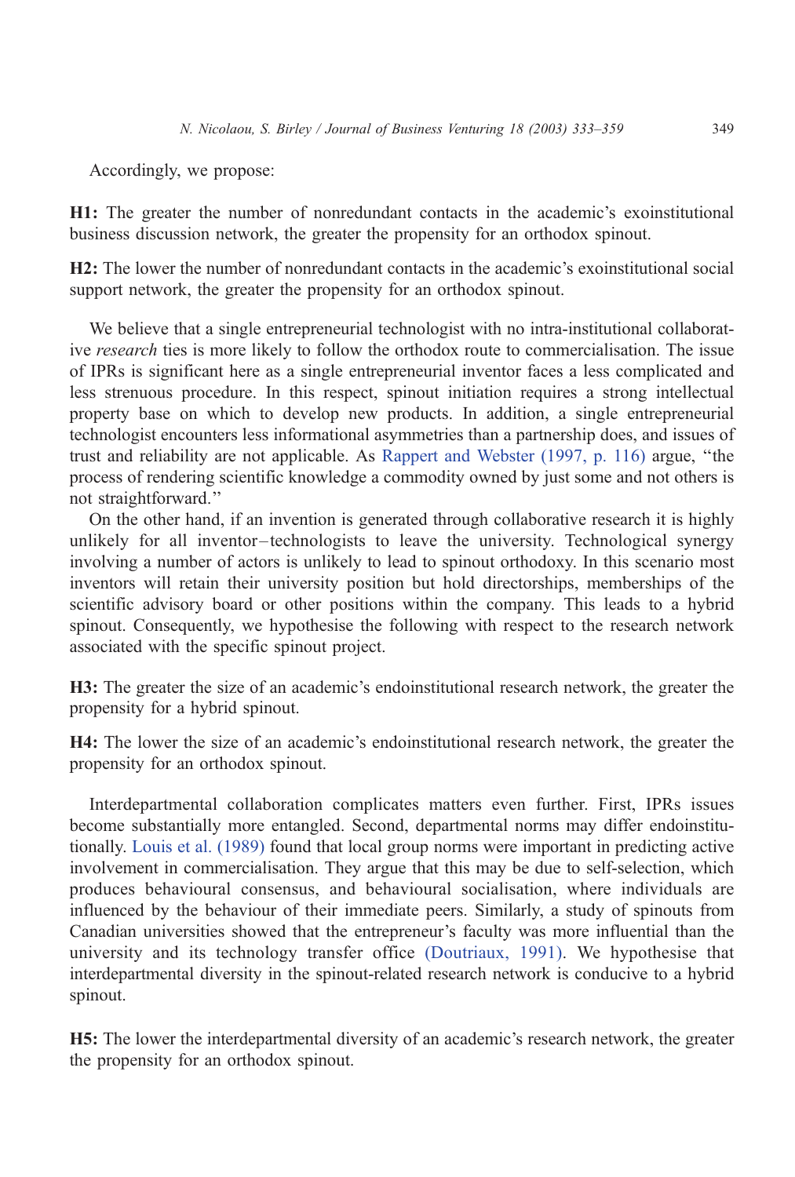Accordingly, we propose:

**H1:** The greater the number of nonredundant contacts in the academic's exoinstitutional business discussion network, the greater the propensity for an orthodox spinout.

**H2:** The lower the number of nonredundant contacts in the academic's exoinstitutional social support network, the greater the propensity for an orthodox spinout.

We believe that a single entrepreneurial technologist with no intra-institutional collaborative *research* ties is more likely to follow the orthodox route to commercialisation. The issue of IPRs is significant here as a single entrepreneurial inventor faces a less complicated and less strenuous procedure. In this respect, spinout initiation requires a strong intellectual property base on which to develop new products. In addition, a single entrepreneurial technologist encounters less informational asymmetries than a partnership does, and issues of trust and reliability are not applicable. As Rappert and Webster (1997, p. 116) argue, "the process of rendering scientific knowledge a commodity owned by just some and not others is not straightforward."

On the other hand, if an invention is generated through collaborative research it is highly unlikely for all inventor–technologists to leave the university. Technological synergy involving a number of actors is unlikely to lead to spinout orthodoxy. In this scenario most inventors will retain their university position but hold directorships, memberships of the scientific advisory board or other positions within the company. This leads to a hybrid spinout. Consequently, we hypothesise the following with respect to the research network associated with the specific spinout project.

**H3:** The greater the size of an academic's endoinstitutional research network, the greater the propensity for a hybrid spinout.

**H4:** The lower the size of an academic's endoinstitutional research network, the greater the propensity for an orthodox spinout.

Interdepartmental collaboration complicates matters even further. First, IPRs issues become substantially more entangled. Second, departmental norms may differ endoinstitutionally. Louis et al. (1989) found that local group norms were important in predicting active involvement in commercialisation. They argue that this may be due to self-selection, which produces behavioural consensus, and behavioural socialisation, where individuals are influenced by the behaviour of their immediate peers. Similarly, a study of spinouts from Canadian universities showed that the entrepreneur's faculty was more influential than the university and its technology transfer office (Doutriaux, 1991). We hypothesise that interdepartmental diversity in the spinout-related research network is conducive to a hybrid spinout.

**H5:** The lower the interdepartmental diversity of an academic's research network, the greater the propensity for an orthodox spinout.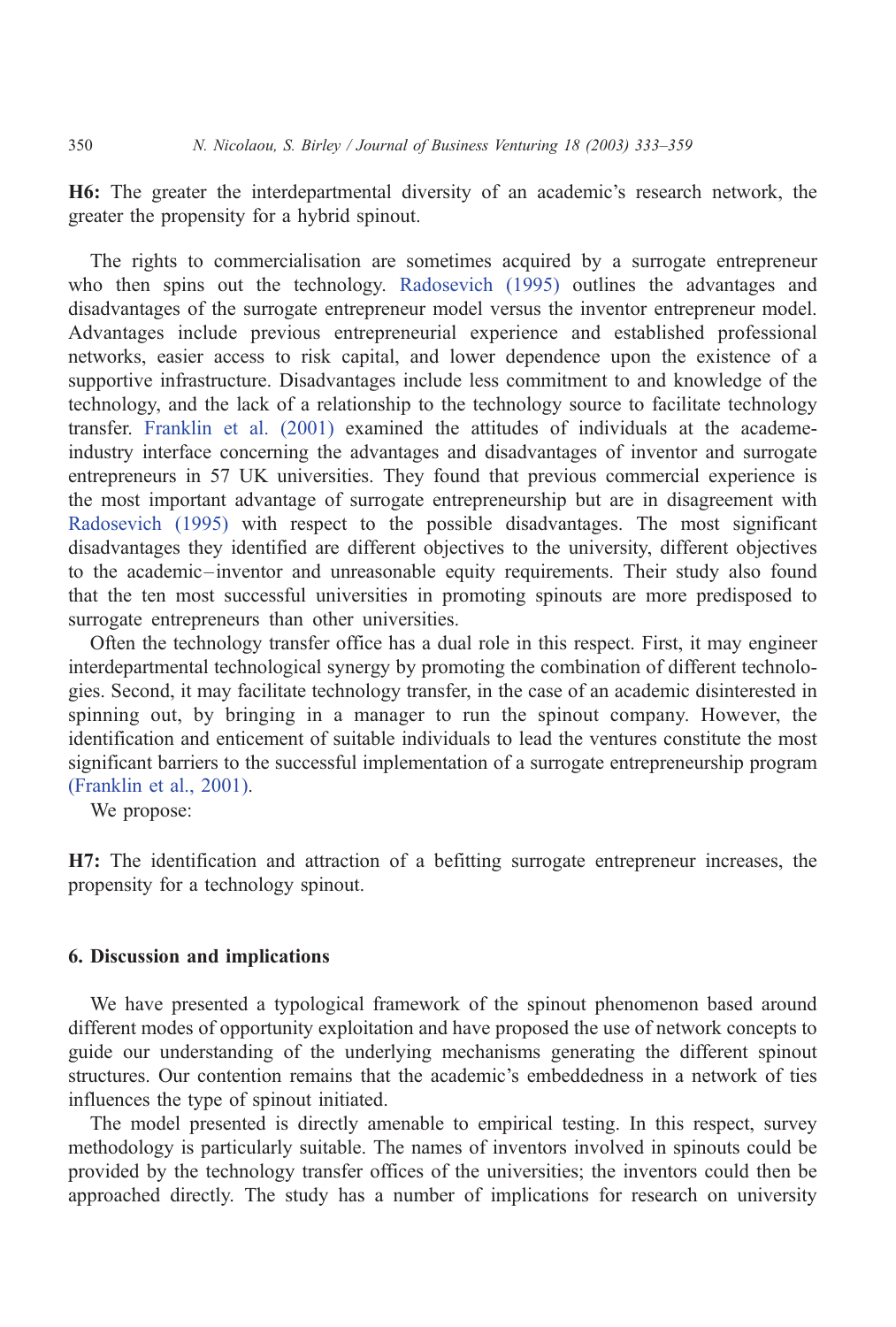**H6:** The greater the interdepartmental diversity of an academic's research network, the greater the propensity for a hybrid spinout.

The rights to commercialisation are sometimes acquired by a surrogate entrepreneur who then spins out the technology. Radosevich (1995) outlines the advantages and disadvantages of the surrogate entrepreneur model versus the inventor entrepreneur model. Advantages include previous entrepreneurial experience and established professional networks, easier access to risk capital, and lower dependence upon the existence of a supportive infrastructure. Disadvantages include less commitment to and knowledge of the technology, and the lack of a relationship to the technology source to facilitate technology transfer. Franklin et al. (2001) examined the attitudes of individuals at the academe-industry interface concerning the advantages and disadvantages of inventor and surrogate entrepreneurs in 57 UK universities. They found that previous commercial experience is the most important advantage of surrogate entrepreneurship but are in disagreement with Radosevich (1995) with respect to the possible disadvantages. The most significant disadvantages they identified are different objectives to the university, different objectives to the academic–inventor and unreasonable equity requirements. Their study also found that the ten most successful universities in promoting spinouts are more predisposed to surrogate entrepreneurs than other universities.

Often the technology transfer office has a dual role in this respect. First, it may engineer interdepartmental technological synergy by promoting the combination of different technologies. Second, it may facilitate technology transfer, in the case of an academic disinterested in spinning out, by bringing in a manager to run the spinout company. However, the identification and enticement of suitable individuals to lead the ventures constitute the most significant barriers to the successful implementation of a surrogate entrepreneurship program (Franklin et al., 2001).

We propose:

**H7:** The identification and attraction of a befitting surrogate entrepreneur increases, the propensity for a technology spinout.

## 6. Discussion and implications

We have presented a typological framework of the spinout phenomenon based around different modes of opportunity exploitation and have proposed the use of network concepts to guide our understanding of the underlying mechanisms generating the different spinout structures. Our contention remains that the academic's embeddedness in a network of ties influences the type of spinout initiated.

The model presented is directly amenable to empirical testing. In this respect, survey methodology is particularly suitable. The names of inventors involved in spinouts could be provided by the technology transfer offices of the universities; the inventors could then be approached directly. The study has a number of implications for research on university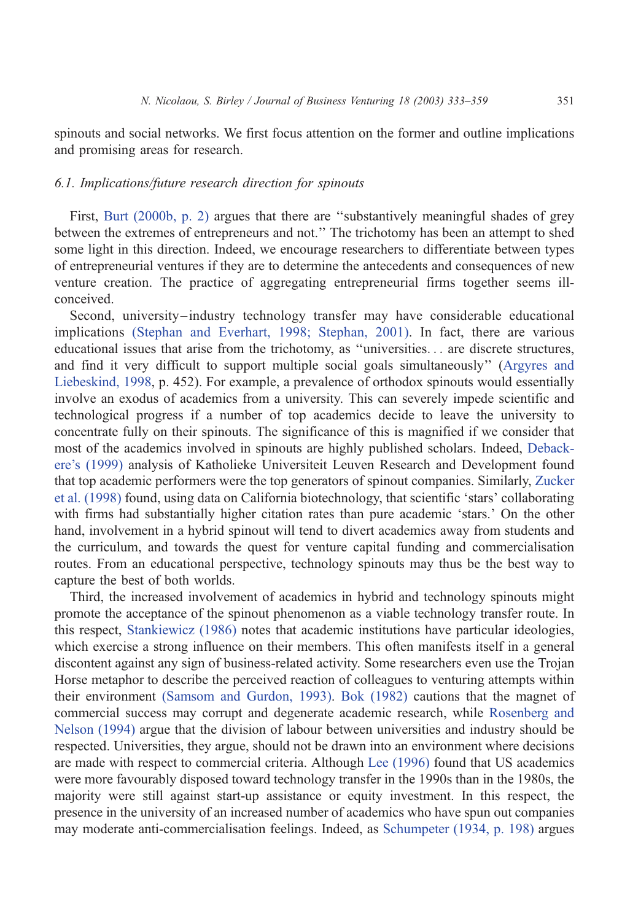spinouts and social networks. We first focus attention on the former and outline implications and promising areas for research.

### *6.1. Implications/future research direction for spinouts*

First, Burt (2000b, p. 2) argues that there are "substantively meaningful shades of grey between the extremes of entrepreneurs and not." The trichotomy has been an attempt to shed some light in this direction. Indeed, we encourage researchers to differentiate between types of entrepreneurial ventures if they are to determine the antecedents and consequences of new venture creation. The practice of aggregating entrepreneurial firms together seems ill-conceived.

Second, university–industry technology transfer may have considerable educational implications (Stephan and Everhart, 1998; Stephan, 2001). In fact, there are various educational issues that arise from the trichotomy, as "universities... are discrete structures, and find it very difficult to support multiple social goals simultaneously" (Argyres and Liebeskind, 1998, p. 452). For example, a prevalence of orthodox spinouts would essentially involve an exodus of academics from a university. This can severely impede scientific and technological progress if a number of top academics decide to leave the university to concentrate fully on their spinouts. The significance of this is magnified if we consider that most of the academics involved in spinouts are highly published scholars. Indeed, Debackere's (1999) analysis of Katholieke Universiteit Leuven Research and Development found that top academic performers were the top generators of spinout companies. Similarly, Zucker et al. (1998) found, using data on California biotechnology, that scientific 'stars' collaborating with firms had substantially higher citation rates than pure academic 'stars.' On the other hand, involvement in a hybrid spinout will tend to divert academics away from students and the curriculum, and towards the quest for venture capital funding and commercialisation routes. From an educational perspective, technology spinouts may thus be the best way to capture the best of both worlds.

Third, the increased involvement of academics in hybrid and technology spinouts might promote the acceptance of the spinout phenomenon as a viable technology transfer route. In this respect, Stankiewicz (1986) notes that academic institutions have particular ideologies, which exercise a strong influence on their members. This often manifests itself in a general discontent against any sign of business-related activity. Some researchers even use the Trojan Horse metaphor to describe the perceived reaction of colleagues to venturing attempts within their environment (Samsom and Gurdon, 1993). Bok (1982) cautions that the magnet of commercial success may corrupt and degenerate academic research, while Rosenberg and Nelson (1994) argue that the division of labour between universities and industry should be respected. Universities, they argue, should not be drawn into an environment where decisions are made with respect to commercial criteria. Although Lee (1996) found that US academics were more favourably disposed toward technology transfer in the 1990s than in the 1980s, the majority were still against start-up assistance or equity investment. In this respect, the presence in the university of an increased number of academics who have spun out companies may moderate anti-commercialisation feelings. Indeed, as Schumpeter (1934, p. 198) argues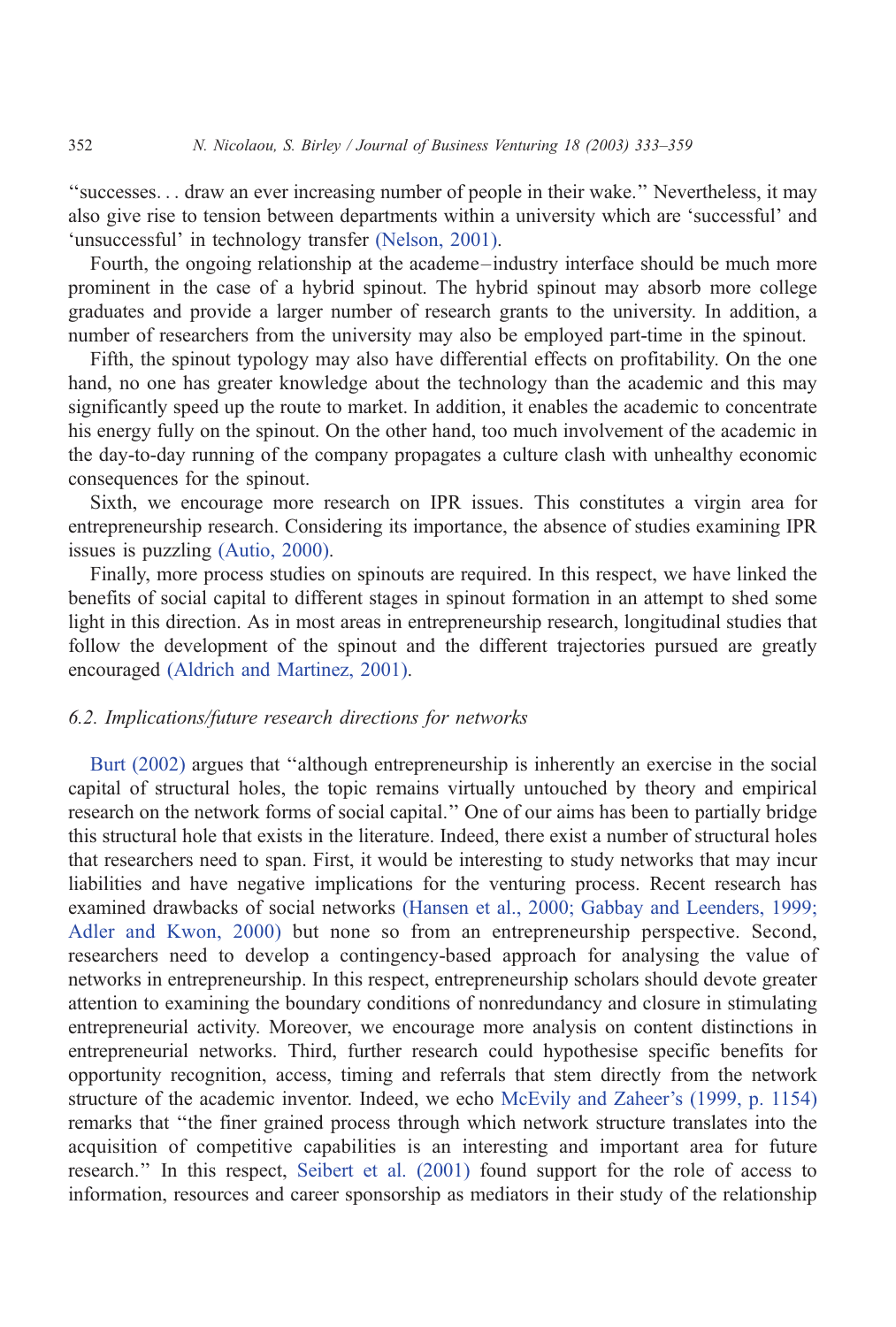"successes... draw an ever increasing number of people in their wake." Nevertheless, it may also give rise to tension between departments within a university which are 'successful' and 'unsuccessful' in technology transfer (Nelson, 2001).

Fourth, the ongoing relationship at the academe–industry interface should be much more prominent in the case of a hybrid spinout. The hybrid spinout may absorb more college graduates and provide a larger number of research grants to the university. In addition, a number of researchers from the university may also be employed part-time in the spinout.

Fifth, the spinout typology may also have differential effects on profitability. On the one hand, no one has greater knowledge about the technology than the academic and this may significantly speed up the route to market. In addition, it enables the academic to concentrate his energy fully on the spinout. On the other hand, too much involvement of the academic in the day-to-day running of the company propagates a culture clash with unhealthy economic consequences for the spinout.

Sixth, we encourage more research on IPR issues. This constitutes a virgin area for entrepreneurship research. Considering its importance, the absence of studies examining IPR issues is puzzling (Autio, 2000).

Finally, more process studies on spinouts are required. In this respect, we have linked the benefits of social capital to different stages in spinout formation in an attempt to shed some light in this direction. As in most areas in entrepreneurship research, longitudinal studies that follow the development of the spinout and the different trajectories pursued are greatly encouraged (Aldrich and Martinez, 2001).

### *6.2. Implications/future research directions for networks*

Burt (2002) argues that "although entrepreneurship is inherently an exercise in the social capital of structural holes, the topic remains virtually untouched by theory and empirical research on the network forms of social capital." One of our aims has been to partially bridge this structural hole that exists in the literature. Indeed, there exist a number of structural holes that researchers need to span. First, it would be interesting to study networks that may incur liabilities and have negative implications for the venturing process. Recent research has examined drawbacks of social networks (Hansen et al., 2000; Gabbay and Leenders, 1999; Adler and Kwon, 2000) but none so from an entrepreneurship perspective. Second, researchers need to develop a contingency-based approach for analysing the value of networks in entrepreneurship. In this respect, entrepreneurship scholars should devote greater attention to examining the boundary conditions of nonredundancy and closure in stimulating entrepreneurial activity. Moreover, we encourage more analysis on content distinctions in entrepreneurial networks. Third, further research could hypothesise specific benefits for opportunity recognition, access, timing and referrals that stem directly from the network structure of the academic inventor. Indeed, we echo McEvily and Zaheer's (1999, p. 1154) remarks that "the finer grained process through which network structure translates into the acquisition of competitive capabilities is an interesting and important area for future research." In this respect, Seibert et al. (2001) found support for the role of access to information, resources and career sponsorship as mediators in their study of the relationship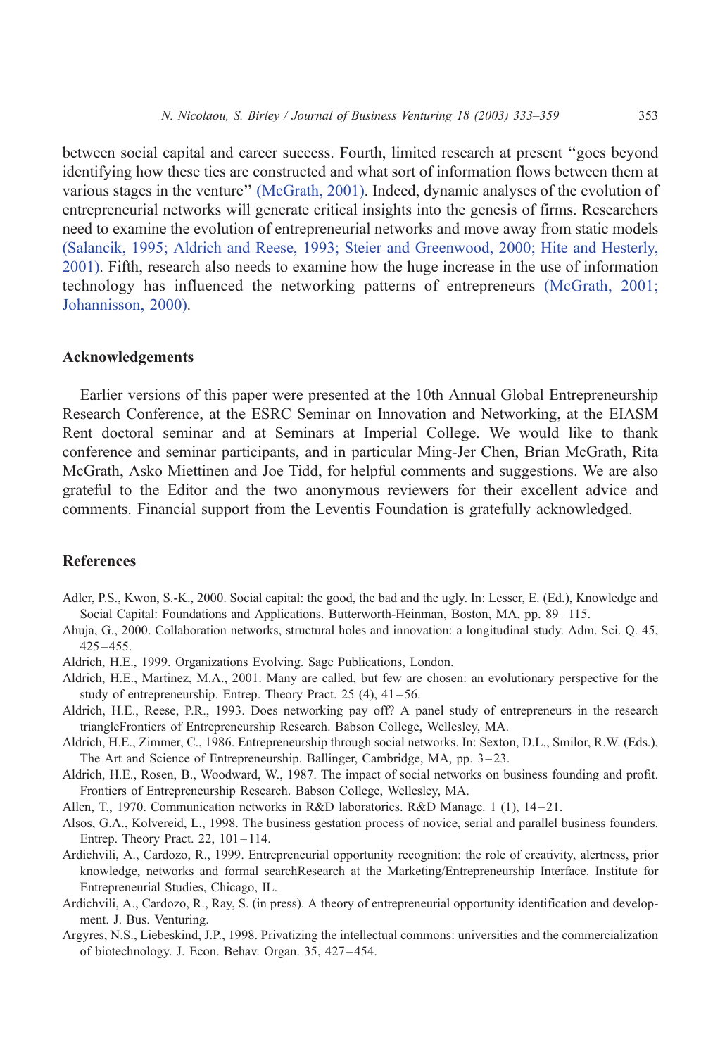between social capital and career success. Fourth, limited research at present "goes beyond identifying how these ties are constructed and what sort of information flows between them at various stages in the venture" (McGrath, 2001). Indeed, dynamic analyses of the evolution of entrepreneurial networks will generate critical insights into the genesis of firms. Researchers need to examine the evolution of entrepreneurial networks and move away from static models (Salancik, 1995; Aldrich and Reese, 1993; Steier and Greenwood, 2000; Hite and Hesterly, 2001). Fifth, research also needs to examine how the huge increase in the use of information technology has influenced the networking patterns of entrepreneurs (McGrath, 2001; Johannisson, 2000).

## Acknowledgements

Earlier versions of this paper were presented at the 10th Annual Global Entrepreneurship Research Conference, at the ESRC Seminar on Innovation and Networking, at the EIASM Rent doctoral seminar and at Seminars at Imperial College. We would like to thank conference and seminar participants, and in particular Ming-Jer Chen, Brian McGrath, Rita McGrath, Asko Miettinen and Joe Tidd, for helpful comments and suggestions. We are also grateful to the Editor and the two anonymous reviewers for their excellent advice and comments. Financial support from the Leventis Foundation is gratefully acknowledged.

## References

Adler, P.S., Kwon, S.-K., 2000. Social capital: the good, the bad and the ugly. In: Lesser, E. (Ed.), Knowledge and Social Capital: Foundations and Applications. Butterworth-Heinman, Boston, MA, pp. 89–115.

Ahuja, G., 2000. Collaboration networks, structural holes and innovation: a longitudinal study. Adm. Sci. Q. 45, 425–455.

Aldrich, H.E., 1999. Organizations Evolving. Sage Publications, London.

Aldrich, H.E., Martinez, M.A., 2001. Many are called, but few are chosen: an evolutionary perspective for the study of entrepreneurship. Entrep. Theory Pract. 25 (4), 41–56.

Aldrich, H.E., Reese, P.R., 1993. Does networking pay off? A panel study of entrepreneurs in the research triangleFrontiers of Entrepreneurship Research. Babson College, Wellesley, MA.

Aldrich, H.E., Zimmer, C., 1986. Entrepreneurship through social networks. In: Sexton, D.L., Smilor, R.W. (Eds.), The Art and Science of Entrepreneurship. Ballinger, Cambridge, MA, pp. 3–23.

Aldrich, H.E., Rosen, B., Woodward, W., 1987. The impact of social networks on business founding and profit. Frontiers of Entrepreneurship Research. Babson College, Wellesley, MA.

Allen, T., 1970. Communication networks in R&D laboratories. R&D Manage. 1 (1), 14–21.

Alsos, G.A., Kolvereid, L., 1998. The business gestation process of novice, serial and parallel business founders. Entrep. Theory Pract. 22, 101–114.

Ardichvili, A., Cardozo, R., 1999. Entrepreneurial opportunity recognition: the role of creativity, alertness, prior knowledge, networks and formal searchResearch at the Marketing/Entrepreneurship Interface. Institute for Entrepreneurial Studies, Chicago, IL.

Ardichvili, A., Cardozo, R., Ray, S. (in press). A theory of entrepreneurial opportunity identification and development. J. Bus. Venturing.

Argyres, N.S., Liebeskind, J.P., 1998. Privatizing the intellectual commons: universities and the commercialization of biotechnology. J. Econ. Behav. Organ. 35, 427–454.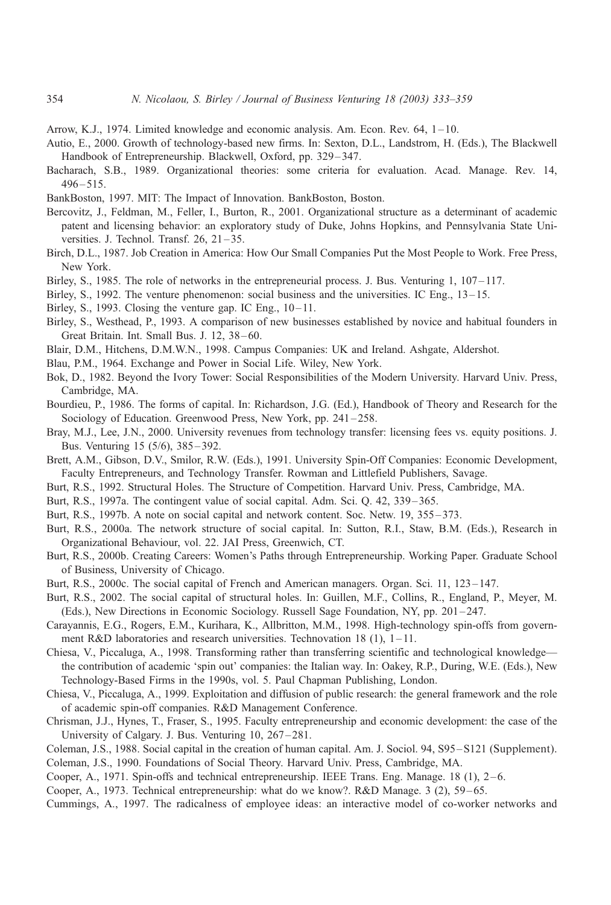Arrow, K.J., 1974. Limited knowledge and economic analysis. Am. Econ. Rev. 64, 1–10.

Autio, E., 2000. Growth of technology-based new firms. In: Sexton, D.L., Landstrom, H. (Eds.), The Blackwell Handbook of Entrepreneurship. Blackwell, Oxford, pp. 329–347.

Bacharach, S.B., 1989. Organizational theories: some criteria for evaluation. Acad. Manage. Rev. 14, 496–515.

BankBoston, 1997. MIT: The Impact of Innovation. BankBoston, Boston.

Bercovitz, J., Feldman, M., Feller, I., Burton, R., 2001. Organizational structure as a determinant of academic patent and licensing behavior: an exploratory study of Duke, Johns Hopkins, and Pennsylvania State Universities. J. Technol. Transf. 26, 21–35.

Birch, D.L., 1987. Job Creation in America: How Our Small Companies Put the Most People to Work. Free Press, New York.

Birley, S., 1985. The role of networks in the entrepreneurial process. J. Bus. Venturing 1, 107–117.

Birley, S., 1992. The venture phenomenon: social business and the universities. IC Eng., 13–15.

Birley, S., 1993. Closing the venture gap. IC Eng., 10–11.

Birley, S., Westhead, P., 1993. A comparison of new businesses established by novice and habitual founders in Great Britain. Int. Small Bus. J. 12, 38–60.

Blair, D.M., Hitchens, D.M.W.N., 1998. Campus Companies: UK and Ireland. Ashgate, Aldershot.

Blau, P.M., 1964. Exchange and Power in Social Life. Wiley, New York.

Bok, D., 1982. Beyond the Ivory Tower: Social Responsibilities of the Modern University. Harvard Univ. Press, Cambridge, MA.

Bourdieu, P., 1986. The forms of capital. In: Richardson, J.G. (Ed.), Handbook of Theory and Research for the Sociology of Education. Greenwood Press, New York, pp. 241–258.

Bray, M.J., Lee, J.N., 2000. University revenues from technology transfer: licensing fees vs. equity positions. J. Bus. Venturing 15 (5/6), 385–392.

Brett, A.M., Gibson, D.V., Smilor, R.W. (Eds.), 1991. University Spin-Off Companies: Economic Development, Faculty Entrepreneurs, and Technology Transfer. Rowman and Littlefield Publishers, Savage.

Burt, R.S., 1992. Structural Holes. The Structure of Competition. Harvard Univ. Press, Cambridge, MA.

Burt, R.S., 1997a. The contingent value of social capital. Adm. Sci. Q. 42, 339–365.

Burt, R.S., 1997b. A note on social capital and network content. Soc. Netw. 19, 355–373.

Burt, R.S., 2000a. The network structure of social capital. In: Sutton, R.I., Staw, B.M. (Eds.), Research in Organizational Behaviour, vol. 22. JAI Press, Greenwich, CT.

Burt, R.S., 2000b. Creating Careers: Women's Paths through Entrepreneurship. Working Paper. Graduate School of Business, University of Chicago.

Burt, R.S., 2000c. The social capital of French and American managers. Organ. Sci. 11, 123–147.

Burt, R.S., 2002. The social capital of structural holes. In: Guillen, M.F., Collins, R., England, P., Meyer, M. (Eds.), New Directions in Economic Sociology. Russell Sage Foundation, NY, pp. 201–247.

Carayannis, E.G., Rogers, E.M., Kurihara, K., Allbritton, M.M., 1998. High-technology spin-offs from government R&D laboratories and research universities. Technovation 18 (1), 1–11.

Chiesa, V., Piccaluga, A., 1998. Transforming rather than transferring scientific and technological knowledge—the contribution of academic 'spin out' companies: the Italian way. In: Oakey, R.P., During, W.E. (Eds.), New Technology-Based Firms in the 1990s, vol. 5. Paul Chapman Publishing, London.

Chiesa, V., Piccaluga, A., 1999. Exploitation and diffusion of public research: the general framework and the role of academic spin-off companies. R&D Management Conference.

Chrisman, J.J., Hynes, T., Fraser, S., 1995. Faculty entrepreneurship and economic development: the case of the University of Calgary. J. Bus. Venturing 10, 267–281.

Coleman, J.S., 1988. Social capital in the creation of human capital. Am. J. Sociol. 94, S95–S121 (Supplement).

Coleman, J.S., 1990. Foundations of Social Theory. Harvard Univ. Press, Cambridge, MA.

Cooper, A., 1971. Spin-offs and technical entrepreneurship. IEEE Trans. Eng. Manage. 18 (1), 2–6.

Cooper, A., 1973. Technical entrepreneurship: what do we know?. R&D Manage. 3 (2), 59–65.

Cummings, A., 1997. The radicalness of employee ideas: an interactive model of co-worker networks and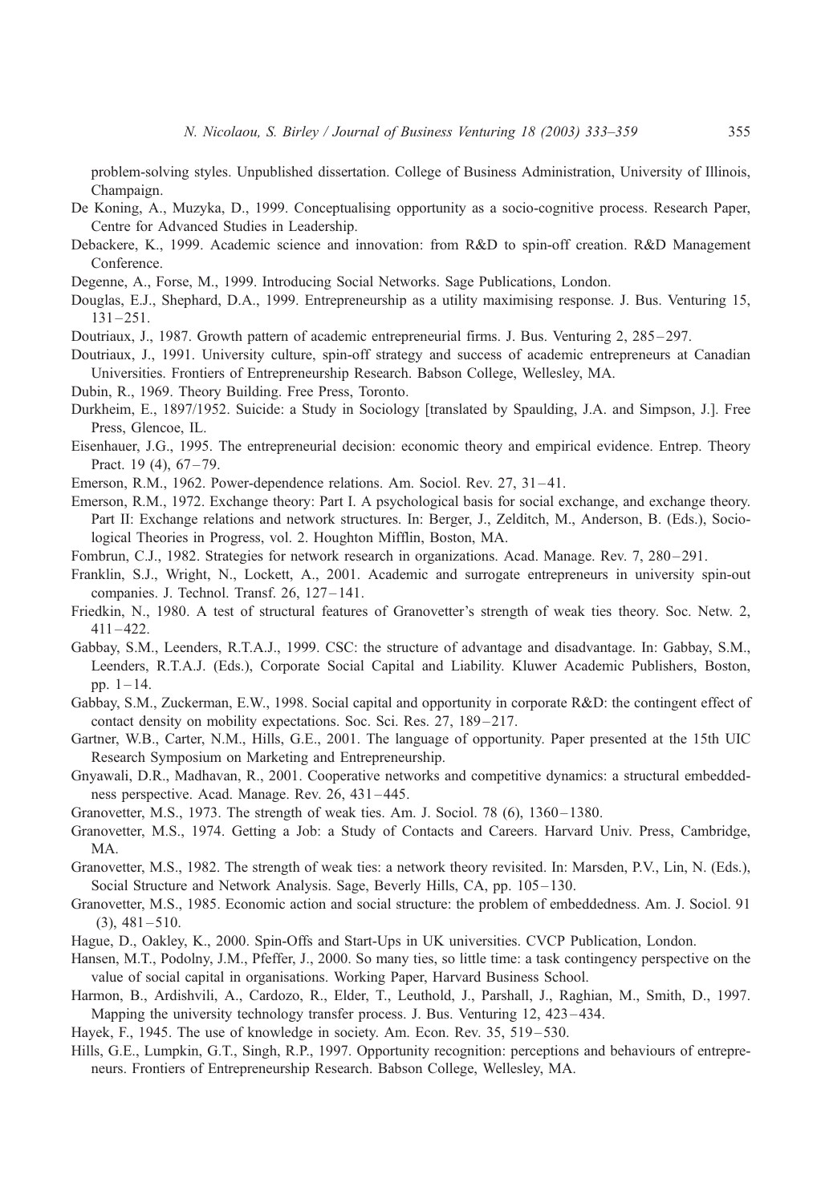problem-solving styles. Unpublished dissertation. College of Business Administration, University of Illinois, Champaign.

De Koning, A., Muzyka, D., 1999. Conceptualising opportunity as a socio-cognitive process. Research Paper, Centre for Advanced Studies in Leadership.

Debackere, K., 1999. Academic science and innovation: from R&D to spin-off creation. R&D Management Conference.

Degenne, A., Forse, M., 1999. Introducing Social Networks. Sage Publications, London.

Douglas, E.J., Shephard, D.A., 1999. Entrepreneurship as a utility maximising response. J. Bus. Venturing 15, 131–251.

Doutriaux, J., 1987. Growth pattern of academic entrepreneurial firms. J. Bus. Venturing 2, 285–297.

Doutriaux, J., 1991. University culture, spin-off strategy and success of academic entrepreneurs at Canadian Universities. Frontiers of Entrepreneurship Research. Babson College, Wellesley, MA.

Dubin, R., 1969. Theory Building. Free Press, Toronto.

Durkheim, E., 1897/1952. Suicide: a Study in Sociology [translated by Spaulding, J.A. and Simpson, J.]. Free Press, Glencoe, IL.

Eisenhauer, J.G., 1995. The entrepreneurial decision: economic theory and empirical evidence. Entrep. Theory Pract. 19 (4), 67–79.

Emerson, R.M., 1962. Power-dependence relations. Am. Sociol. Rev. 27, 31–41.

Emerson, R.M., 1972. Exchange theory: Part I. A psychological basis for social exchange, and exchange theory. Part II: Exchange relations and network structures. In: Berger, J., Zelditch, M., Anderson, B. (Eds.), Sociological Theories in Progress, vol. 2. Houghton Mifflin, Boston, MA.

Fombrun, C.J., 1982. Strategies for network research in organizations. Acad. Manage. Rev. 7, 280–291.

Franklin, S.J., Wright, N., Lockett, A., 2001. Academic and surrogate entrepreneurs in university spin-out companies. J. Technol. Transf. 26, 127–141.

Friedkin, N., 1980. A test of structural features of Granovetter's strength of weak ties theory. Soc. Netw. 2, 411–422.

Gabbay, S.M., Leenders, R.T.A.J., 1999. CSC: the structure of advantage and disadvantage. In: Gabbay, S.M., Leenders, R.T.A.J. (Eds.), Corporate Social Capital and Liability. Kluwer Academic Publishers, Boston, pp. 1–14.

Gabbay, S.M., Zuckerman, E.W., 1998. Social capital and opportunity in corporate R&D: the contingent effect of contact density on mobility expectations. Soc. Sci. Res. 27, 189–217.

Gartner, W.B., Carter, N.M., Hills, G.E., 2001. The language of opportunity. Paper presented at the 15th UIC Research Symposium on Marketing and Entrepreneurship.

Gnyawali, D.R., Madhavan, R., 2001. Cooperative networks and competitive dynamics: a structural embeddedness perspective. Acad. Manage. Rev. 26, 431–445.

Granovetter, M.S., 1973. The strength of weak ties. Am. J. Sociol. 78 (6), 1360–1380.

Granovetter, M.S., 1974. Getting a Job: a Study of Contacts and Careers. Harvard Univ. Press, Cambridge, MA.

Granovetter, M.S., 1982. The strength of weak ties: a network theory revisited. In: Marsden, P.V., Lin, N. (Eds.), Social Structure and Network Analysis. Sage, Beverly Hills, CA, pp. 105–130.

Granovetter, M.S., 1985. Economic action and social structure: the problem of embeddedness. Am. J. Sociol. 91 (3), 481–510.

Hague, D., Oakley, K., 2000. Spin-Offs and Start-Ups in UK universities. CVCP Publication, London.

Hansen, M.T., Podolny, J.M., Pfeffer, J., 2000. So many ties, so little time: a task contingency perspective on the value of social capital in organisations. Working Paper, Harvard Business School.

Harmon, B., Ardishvili, A., Cardozo, R., Elder, T., Leuthold, J., Parshall, J., Raghian, M., Smith, D., 1997. Mapping the university technology transfer process. J. Bus. Venturing 12, 423–434.

Hayek, F., 1945. The use of knowledge in society. Am. Econ. Rev. 35, 519–530.

Hills, G.E., Lumpkin, G.T., Singh, R.P., 1997. Opportunity recognition: perceptions and behaviours of entrepreneurs. Frontiers of Entrepreneurship Research. Babson College, Wellesley, MA.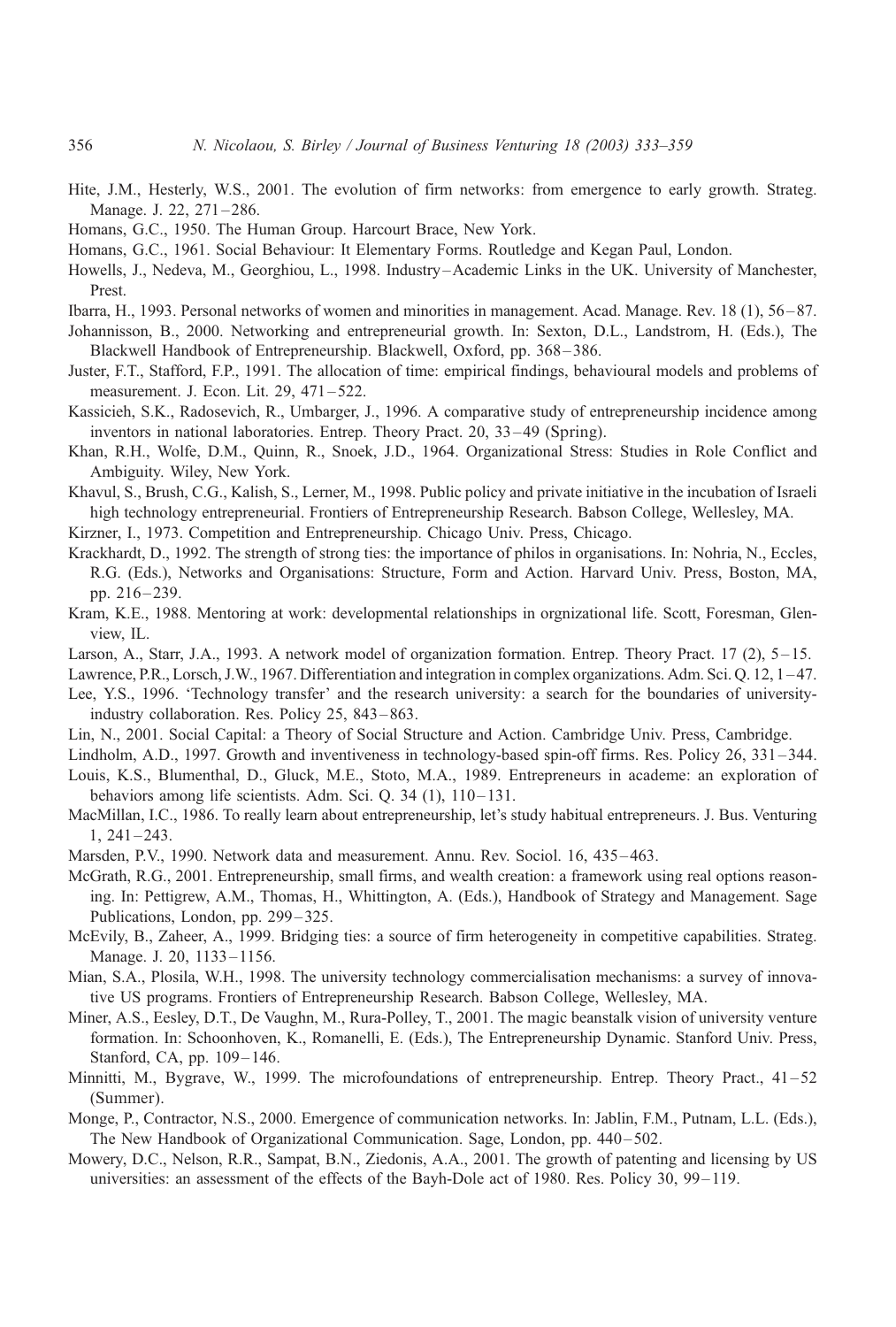Hite, J.M., Hesterly, W.S., 2001. The evolution of firm networks: from emergence to early growth. Strateg. Manage. J. 22, 271–286.

Homans, G.C., 1950. The Human Group. Harcourt Brace, New York.

Homans, G.C., 1961. Social Behaviour: It Elementary Forms. Routledge and Kegan Paul, London.

Howells, J., Nedeva, M., Georghiou, L., 1998. Industry–Academic Links in the UK. University of Manchester, Prest.

Ibarra, H., 1993. Personal networks of women and minorities in management. Acad. Manage. Rev. 18 (1), 56–87.

Johannisson, B., 2000. Networking and entrepreneurial growth. In: Sexton, D.L., Landstrom, H. (Eds.), The Blackwell Handbook of Entrepreneurship. Blackwell, Oxford, pp. 368–386.

Juster, F.T., Stafford, F.P., 1991. The allocation of time: empirical findings, behavioural models and problems of measurement. J. Econ. Lit. 29, 471–522.

Kassicieh, S.K., Radosevich, R., Umbarger, J., 1996. A comparative study of entrepreneurship incidence among inventors in national laboratories. Entrep. Theory Pract. 20, 33–49 (Spring).

Khan, R.H., Wolfe, D.M., Quinn, R., Snoek, J.D., 1964. Organizational Stress: Studies in Role Conflict and Ambiguity. Wiley, New York.

Khavul, S., Brush, C.G., Kalish, S., Lerner, M., 1998. Public policy and private initiative in the incubation of Israeli high technology entrepreneurial. Frontiers of Entrepreneurship Research. Babson College, Wellesley, MA.

Kirzner, I., 1973. Competition and Entrepreneurship. Chicago Univ. Press, Chicago.

Krackhardt, D., 1992. The strength of strong ties: the importance of philos in organisations. In: Nohria, N., Eccles, R.G. (Eds.), Networks and Organisations: Structure, Form and Action. Harvard Univ. Press, Boston, MA, pp. 216–239.

Kram, K.E., 1988. Mentoring at work: developmental relationships in orgnizational life. Scott, Foresman, Glenview, IL.

Larson, A., Starr, J.A., 1993. A network model of organization formation. Entrep. Theory Pract. 17 (2), 5–15.

Lawrence, P.R., Lorsch, J.W., 1967. Differentiation and integration in complex organizations. Adm. Sci. Q. 12, 1–47.

Lee, Y.S., 1996. 'Technology transfer' and the research university: a search for the boundaries of university-industry collaboration. Res. Policy 25, 843–863.

Lin, N., 2001. Social Capital: a Theory of Social Structure and Action. Cambridge Univ. Press, Cambridge.

Lindholm, A.D., 1997. Growth and inventiveness in technology-based spin-off firms. Res. Policy 26, 331–344.

Louis, K.S., Blumenthal, D., Gluck, M.E., Stoto, M.A., 1989. Entrepreneurs in academe: an exploration of behaviors among life scientists. Adm. Sci. Q. 34 (1), 110–131.

MacMillan, I.C., 1986. To really learn about entrepreneurship, let's study habitual entrepreneurs. J. Bus. Venturing 1, 241–243.

Marsden, P.V., 1990. Network data and measurement. Annu. Rev. Sociol. 16, 435–463.

McGrath, R.G., 2001. Entrepreneurship, small firms, and wealth creation: a framework using real options reasoning. In: Pettigrew, A.M., Thomas, H., Whittington, A. (Eds.), Handbook of Strategy and Management. Sage Publications, London, pp. 299–325.

McEvily, B., Zaheer, A., 1999. Bridging ties: a source of firm heterogeneity in competitive capabilities. Strateg. Manage. J. 20, 1133–1156.

Mian, S.A., Plosila, W.H., 1998. The university technology commercialisation mechanisms: a survey of innovative US programs. Frontiers of Entrepreneurship Research. Babson College, Wellesley, MA.

Miner, A.S., Eesley, D.T., De Vaughn, M., Rura-Polley, T., 2001. The magic beanstalk vision of university venture formation. In: Schoonhoven, K., Romanelli, E. (Eds.), The Entrepreneurship Dynamic. Stanford Univ. Press, Stanford, CA, pp. 109–146.

Minnitti, M., Bygrave, W., 1999. The microfoundations of entrepreneurship. Entrep. Theory Pract., 41–52 (Summer).

Monge, P., Contractor, N.S., 2000. Emergence of communication networks. In: Jablin, F.M., Putnam, L.L. (Eds.), The New Handbook of Organizational Communication. Sage, London, pp. 440–502.

Mowery, D.C., Nelson, R.R., Sampat, B.N., Ziedonis, A.A., 2001. The growth of patenting and licensing by US universities: an assessment of the effects of the Bayh-Dole act of 1980. Res. Policy 30, 99–119.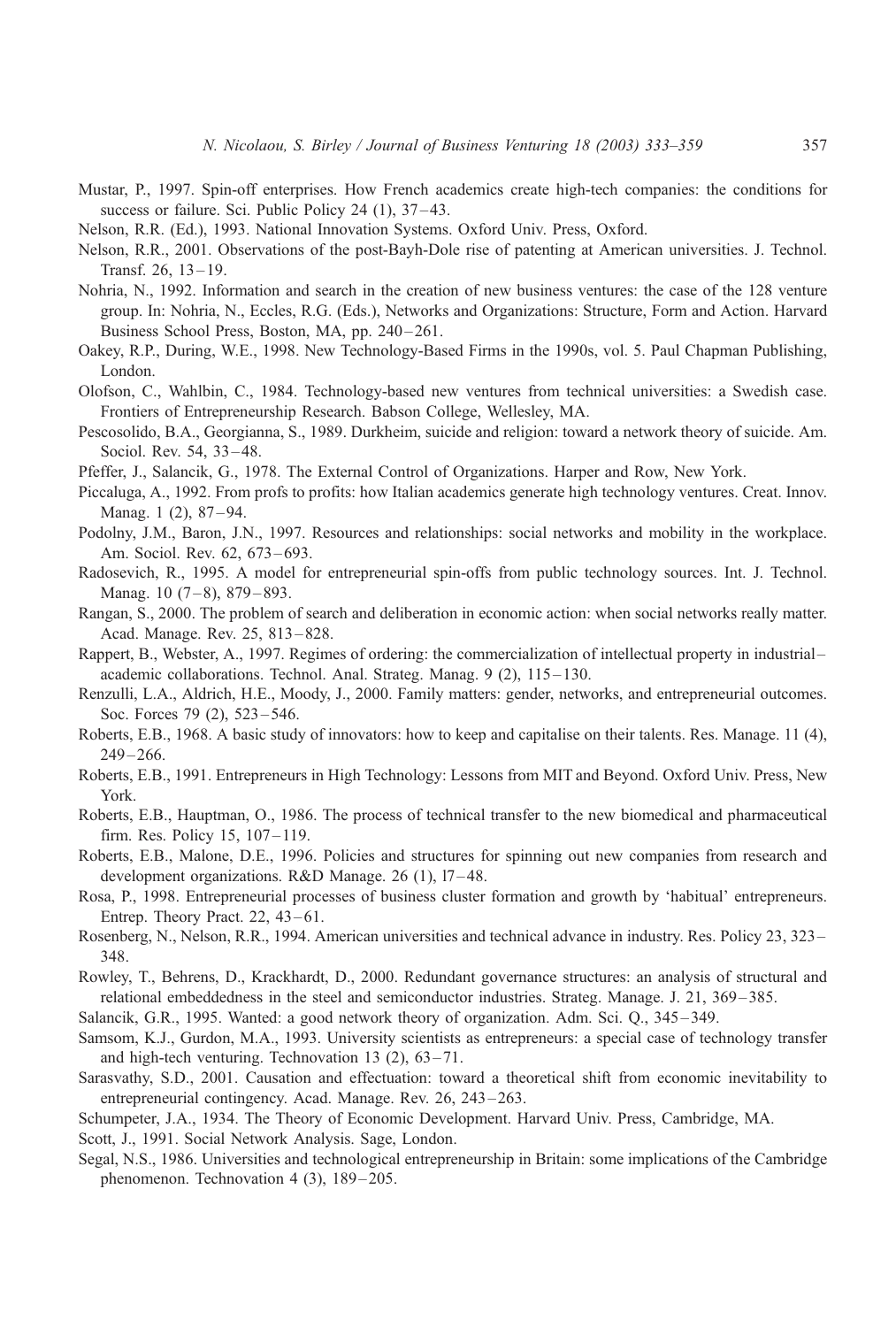Mustar, P., 1997. Spin-off enterprises. How French academics create high-tech companies: the conditions for success or failure. Sci. Public Policy 24 (1), 37–43.

Nelson, R.R. (Ed.), 1993. National Innovation Systems. Oxford Univ. Press, Oxford.

Nelson, R.R., 2001. Observations of the post-Bayh-Dole rise of patenting at American universities. J. Technol. Transf. 26, 13–19.

Nohria, N., 1992. Information and search in the creation of new business ventures: the case of the 128 venture group. In: Nohria, N., Eccles, R.G. (Eds.), Networks and Organizations: Structure, Form and Action. Harvard Business School Press, Boston, MA, pp. 240–261.

Oakey, R.P., During, W.E., 1998. New Technology-Based Firms in the 1990s, vol. 5. Paul Chapman Publishing, London.

Olofson, C., Wahlbin, C., 1984. Technology-based new ventures from technical universities: a Swedish case. Frontiers of Entrepreneurship Research. Babson College, Wellesley, MA.

Pescosolido, B.A., Georgianna, S., 1989. Durkheim, suicide and religion: toward a network theory of suicide. Am. Sociol. Rev. 54, 33–48.

Pfeffer, J., Salancik, G., 1978. The External Control of Organizations. Harper and Row, New York.

Piccaluga, A., 1992. From profs to profits: how Italian academics generate high technology ventures. Creat. Innov. Manag. 1 (2), 87–94.

Podolny, J.M., Baron, J.N., 1997. Resources and relationships: social networks and mobility in the workplace. Am. Sociol. Rev. 62, 673–693.

Radosevich, R., 1995. A model for entrepreneurial spin-offs from public technology sources. Int. J. Technol. Manag. 10 (7–8), 879–893.

Rangan, S., 2000. The problem of search and deliberation in economic action: when social networks really matter. Acad. Manage. Rev. 25, 813–828.

Rappert, B., Webster, A., 1997. Regimes of ordering: the commercialization of intellectual property in industrial–academic collaborations. Technol. Anal. Strateg. Manag. 9 (2), 115–130.

Renzulli, L.A., Aldrich, H.E., Moody, J., 2000. Family matters: gender, networks, and entrepreneurial outcomes. Soc. Forces 79 (2), 523–546.

Roberts, E.B., 1968. A basic study of innovators: how to keep and capitalise on their talents. Res. Manage. 11 (4), 249–266.

Roberts, E.B., 1991. Entrepreneurs in High Technology: Lessons from MIT and Beyond. Oxford Univ. Press, New York.

Roberts, E.B., Hauptman, O., 1986. The process of technical transfer to the new biomedical and pharmaceutical firm. Res. Policy 15, 107–119.

Roberts, E.B., Malone, D.E., 1996. Policies and structures for spinning out new companies from research and development organizations. R&D Manage. 26 (1), l7–48.

Rosa, P., 1998. Entrepreneurial processes of business cluster formation and growth by 'habitual' entrepreneurs. Entrep. Theory Pract. 22, 43–61.

Rosenberg, N., Nelson, R.R., 1994. American universities and technical advance in industry. Res. Policy 23, 323–348.

Rowley, T., Behrens, D., Krackhardt, D., 2000. Redundant governance structures: an analysis of structural and relational embeddedness in the steel and semiconductor industries. Strateg. Manage. J. 21, 369–385.

Salancik, G.R., 1995. Wanted: a good network theory of organization. Adm. Sci. Q., 345–349.

Samsom, K.J., Gurdon, M.A., 1993. University scientists as entrepreneurs: a special case of technology transfer and high-tech venturing. Technovation 13 (2), 63–71.

Sarasvathy, S.D., 2001. Causation and effectuation: toward a theoretical shift from economic inevitability to entrepreneurial contingency. Acad. Manage. Rev. 26, 243–263.

Schumpeter, J.A., 1934. The Theory of Economic Development. Harvard Univ. Press, Cambridge, MA.

Scott, J., 1991. Social Network Analysis. Sage, London.

Segal, N.S., 1986. Universities and technological entrepreneurship in Britain: some implications of the Cambridge phenomenon. Technovation 4 (3), 189–205.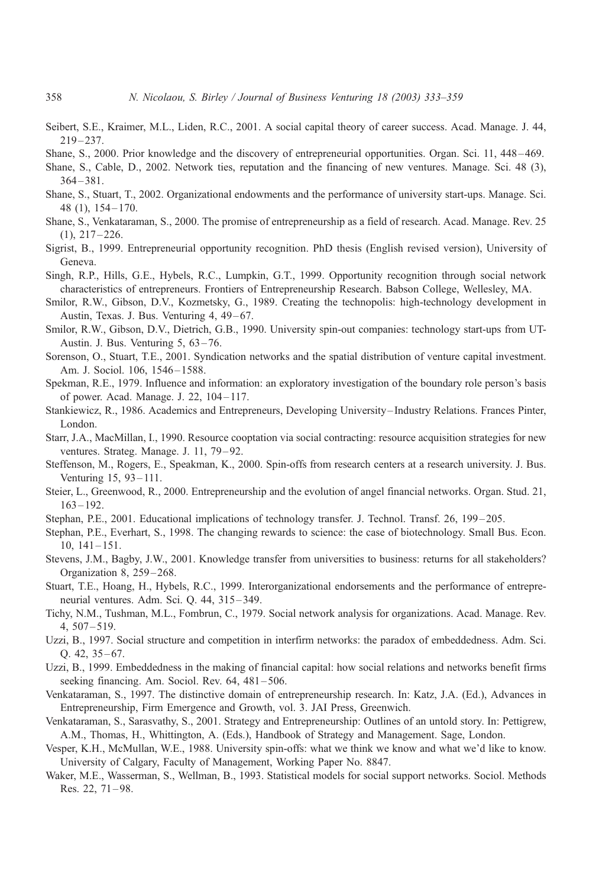Seibert, S.E., Kraimer, M.L., Liden, R.C., 2001. A social capital theory of career success. Acad. Manage. J. 44, 219–237.

Shane, S., 2000. Prior knowledge and the discovery of entrepreneurial opportunities. Organ. Sci. 11, 448–469.

Shane, S., Cable, D., 2002. Network ties, reputation and the financing of new ventures. Manage. Sci. 48 (3), 364–381.

Shane, S., Stuart, T., 2002. Organizational endowments and the performance of university start-ups. Manage. Sci. 48 (1), 154–170.

Shane, S., Venkataraman, S., 2000. The promise of entrepreneurship as a field of research. Acad. Manage. Rev. 25 (1), 217–226.

Sigrist, B., 1999. Entrepreneurial opportunity recognition. PhD thesis (English revised version), University of Geneva.

Singh, R.P., Hills, G.E., Hybels, R.C., Lumpkin, G.T., 1999. Opportunity recognition through social network characteristics of entrepreneurs. Frontiers of Entrepreneurship Research. Babson College, Wellesley, MA.

Smilor, R.W., Gibson, D.V., Kozmetsky, G., 1989. Creating the technopolis: high-technology development in Austin, Texas. J. Bus. Venturing 4, 49–67.

Smilor, R.W., Gibson, D.V., Dietrich, G.B., 1990. University spin-out companies: technology start-ups from UT-Austin. J. Bus. Venturing 5, 63–76.

Sorenson, O., Stuart, T.E., 2001. Syndication networks and the spatial distribution of venture capital investment. Am. J. Sociol. 106, 1546–1588.

Spekman, R.E., 1979. Influence and information: an exploratory investigation of the boundary role person's basis of power. Acad. Manage. J. 22, 104–117.

Stankiewicz, R., 1986. Academics and Entrepreneurs, Developing University–Industry Relations. Frances Pinter, London.

Starr, J.A., MacMillan, I., 1990. Resource cooptation via social contracting: resource acquisition strategies for new ventures. Strateg. Manage. J. 11, 79–92.

Steffenson, M., Rogers, E., Speakman, K., 2000. Spin-offs from research centers at a research university. J. Bus. Venturing 15, 93–111.

Steier, L., Greenwood, R., 2000. Entrepreneurship and the evolution of angel financial networks. Organ. Stud. 21, 163–192.

Stephan, P.E., 2001. Educational implications of technology transfer. J. Technol. Transf. 26, 199–205.

Stephan, P.E., Everhart, S., 1998. The changing rewards to science: the case of biotechnology. Small Bus. Econ. 10, 141–151.

Stevens, J.M., Bagby, J.W., 2001. Knowledge transfer from universities to business: returns for all stakeholders? Organization 8, 259–268.

Stuart, T.E., Hoang, H., Hybels, R.C., 1999. Interorganizational endorsements and the performance of entrepreneurial ventures. Adm. Sci. Q. 44, 315–349.

Tichy, N.M., Tushman, M.L., Fombrun, C., 1979. Social network analysis for organizations. Acad. Manage. Rev. 4, 507–519.

Uzzi, B., 1997. Social structure and competition in interfirm networks: the paradox of embeddedness. Adm. Sci. Q. 42, 35–67.

Uzzi, B., 1999. Embeddedness in the making of financial capital: how social relations and networks benefit firms seeking financing. Am. Sociol. Rev. 64, 481–506.

Venkataraman, S., 1997. The distinctive domain of entrepreneurship research. In: Katz, J.A. (Ed.), Advances in Entrepreneurship, Firm Emergence and Growth, vol. 3. JAI Press, Greenwich.

Venkataraman, S., Sarasvathy, S., 2001. Strategy and Entrepreneurship: Outlines of an untold story. In: Pettigrew, A.M., Thomas, H., Whittington, A. (Eds.), Handbook of Strategy and Management. Sage, London.

Vesper, K.H., McMullan, W.E., 1988. University spin-offs: what we think we know and what we'd like to know. University of Calgary, Faculty of Management, Working Paper No. 8847.

Waker, M.E., Wasserman, S., Wellman, B., 1993. Statistical models for social support networks. Sociol. Methods Res. 22, 71–98.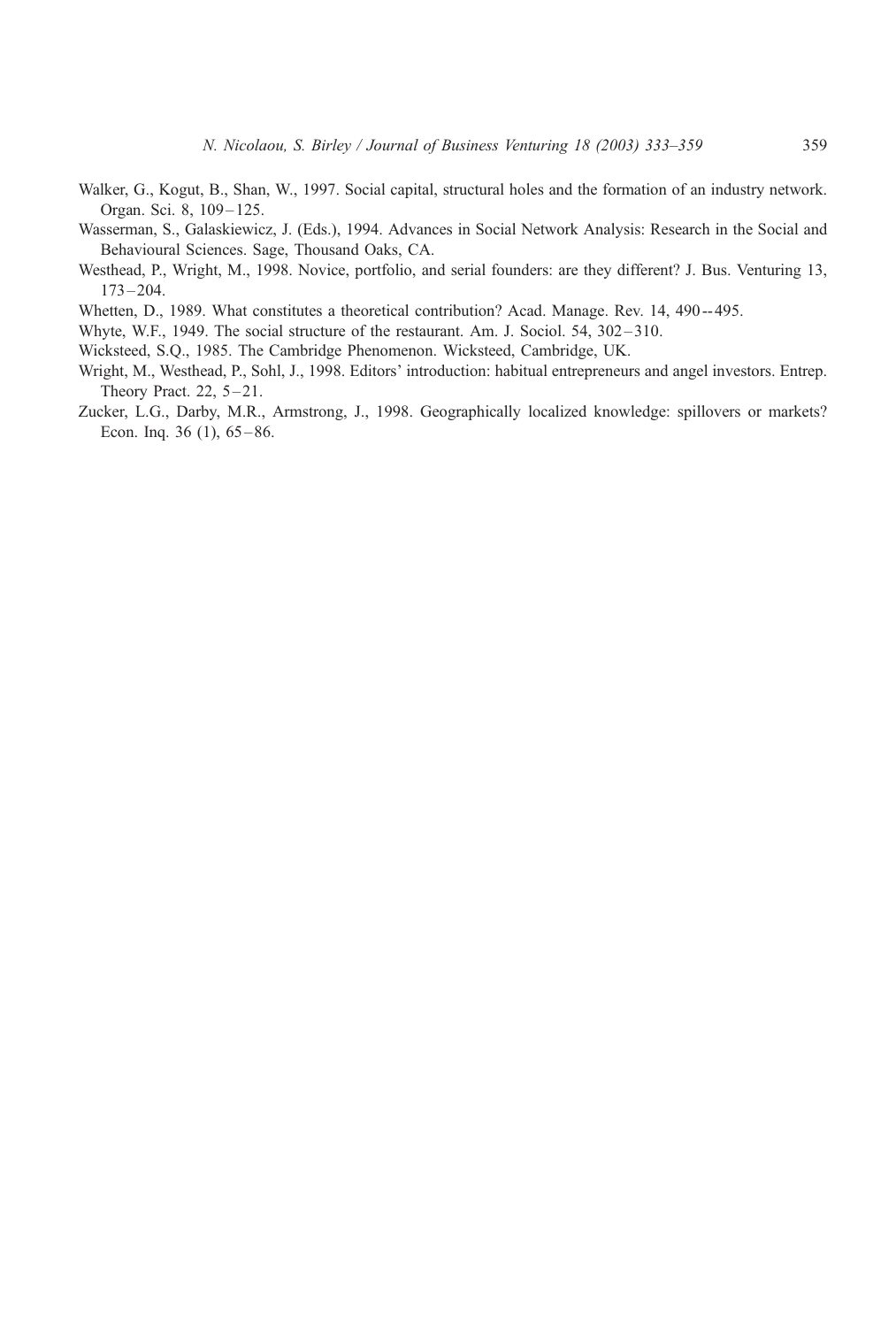Walker, G., Kogut, B., Shan, W., 1997. Social capital, structural holes and the formation of an industry network. Organ. Sci. 8, 109–125.

Wasserman, S., Galaskiewicz, J. (Eds.), 1994. Advances in Social Network Analysis: Research in the Social and Behavioural Sciences. Sage, Thousand Oaks, CA.

Westhead, P., Wright, M., 1998. Novice, portfolio, and serial founders: are they different? J. Bus. Venturing 13, 173–204.

Whetten, D., 1989. What constitutes a theoretical contribution? Acad. Manage. Rev. 14, 490--495.

Whyte, W.F., 1949. The social structure of the restaurant. Am. J. Sociol. 54, 302–310.

Wicksteed, S.Q., 1985. The Cambridge Phenomenon. Wicksteed, Cambridge, UK.

Wright, M., Westhead, P., Sohl, J., 1998. Editors' introduction: habitual entrepreneurs and angel investors. Entrep. Theory Pract. 22, 5–21.

Zucker, L.G., Darby, M.R., Armstrong, J., 1998. Geographically localized knowledge: spillovers or markets? Econ. Inq. 36 (1), 65–86.